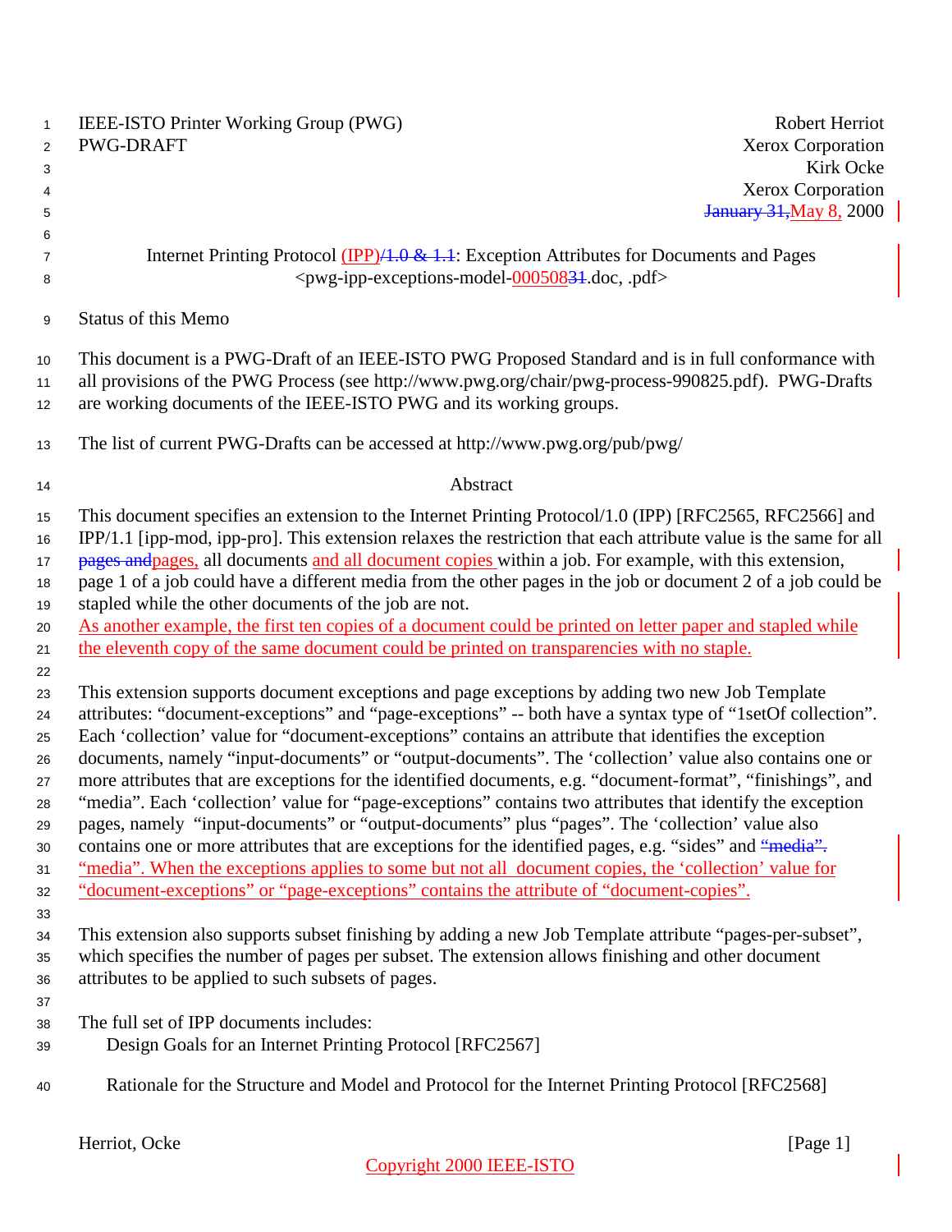IEEE-ISTO Printer Working Group (PWG)
PWG-DRAFT

Robert Herriot
Xerox Corporation
Kirk Ocke
Xerox Corporation
~~January 31,~~May 8, 2000

Internet Printing Protocol (IPP)~~/1.0 & 1.1~~: Exception Attributes for Documents and Pages
<pwg-ipp-exceptions-model-000508~~31~~.doc, .pdf>

## Status of this Memo

This document is a PWG-Draft of an IEEE-ISTO PWG Proposed Standard and is in full conformance with all provisions of the PWG Process (see http://www.pwg.org/chair/pwg-process-990825.pdf). PWG-Drafts are working documents of the IEEE-ISTO PWG and its working groups.

The list of current PWG-Drafts can be accessed at http://www.pwg.org/pub/pwg/

## Abstract

This document specifies an extension to the Internet Printing Protocol/1.0 (IPP) [RFC2565, RFC2566] and IPP/1.1 [ipp-mod, ipp-pro]. This extension relaxes the restriction that each attribute value is the same for all ~~pages and~~pages, all documents and all document copies within a job. For example, with this extension, page 1 of a job could have a different media from the other pages in the job or document 2 of a job could be stapled while the other documents of the job are not.
As another example, the first ten copies of a document could be printed on letter paper and stapled while the eleventh copy of the same document could be printed on transparencies with no staple.

This extension supports document exceptions and page exceptions by adding two new Job Template attributes: “document-exceptions” and “page-exceptions” -- both have a syntax type of “1setOf collection”. Each ‘collection’ value for “document-exceptions” contains an attribute that identifies the exception documents, namely “input-documents” or “output-documents”. The ‘collection’ value also contains one or more attributes that are exceptions for the identified documents, e.g. “document-format”, “finishings”, and “media”. Each ‘collection’ value for “page-exceptions” contains two attributes that identify the exception pages, namely “input-documents” or “output-documents” plus “pages”. The ‘collection’ value also contains one or more attributes that are exceptions for the identified pages, e.g. “sides” and ~~“media”.~~ “media”. When the exceptions applies to some but not all document copies, the ‘collection’ value for “document-exceptions” or “page-exceptions” contains the attribute of “document-copies”.

This extension also supports subset finishing by adding a new Job Template attribute “pages-per-subset”, which specifies the number of pages per subset. The extension allows finishing and other document attributes to be applied to such subsets of pages.

The full set of IPP documents includes:

Design Goals for an Internet Printing Protocol [RFC2567]

Rationale for the Structure and Model and Protocol for the Internet Printing Protocol [RFC2568]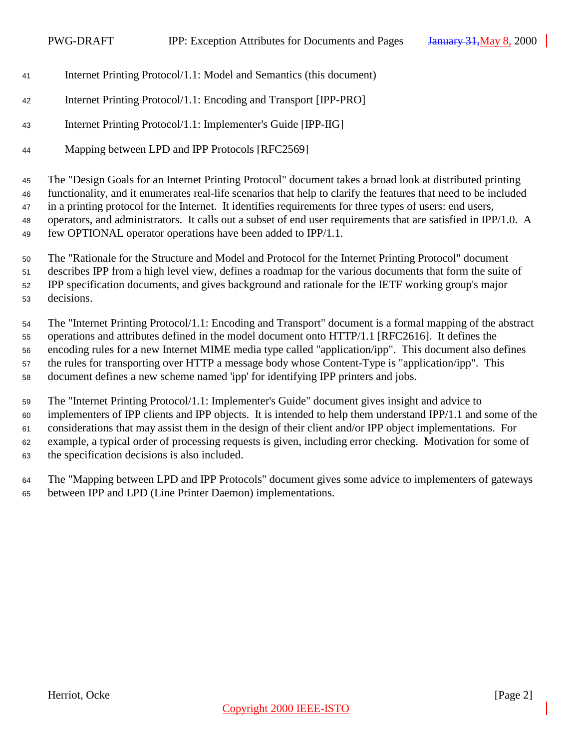Internet Printing Protocol/1.1: Model and Semantics (this document)

Internet Printing Protocol/1.1: Encoding and Transport [IPP-PRO]

Internet Printing Protocol/1.1: Implementer's Guide [IPP-IIG]

Mapping between LPD and IPP Protocols [RFC2569]

The "Design Goals for an Internet Printing Protocol" document takes a broad look at distributed printing functionality, and it enumerates real-life scenarios that help to clarify the features that need to be included in a printing protocol for the Internet. It identifies requirements for three types of users: end users, operators, and administrators. It calls out a subset of end user requirements that are satisfied in IPP/1.0. A few OPTIONAL operator operations have been added to IPP/1.1.

The "Rationale for the Structure and Model and Protocol for the Internet Printing Protocol" document describes IPP from a high level view, defines a roadmap for the various documents that form the suite of IPP specification documents, and gives background and rationale for the IETF working group's major decisions.

The "Internet Printing Protocol/1.1: Encoding and Transport" document is a formal mapping of the abstract operations and attributes defined in the model document onto HTTP/1.1 [RFC2616]. It defines the encoding rules for a new Internet MIME media type called "application/ipp". This document also defines the rules for transporting over HTTP a message body whose Content-Type is "application/ipp". This document defines a new scheme named 'ipp' for identifying IPP printers and jobs.

The "Internet Printing Protocol/1.1: Implementer's Guide" document gives insight and advice to implementers of IPP clients and IPP objects. It is intended to help them understand IPP/1.1 and some of the considerations that may assist them in the design of their client and/or IPP object implementations. For example, a typical order of processing requests is given, including error checking. Motivation for some of the specification decisions is also included.

The "Mapping between LPD and IPP Protocols" document gives some advice to implementers of gateways between IPP and LPD (Line Printer Daemon) implementations.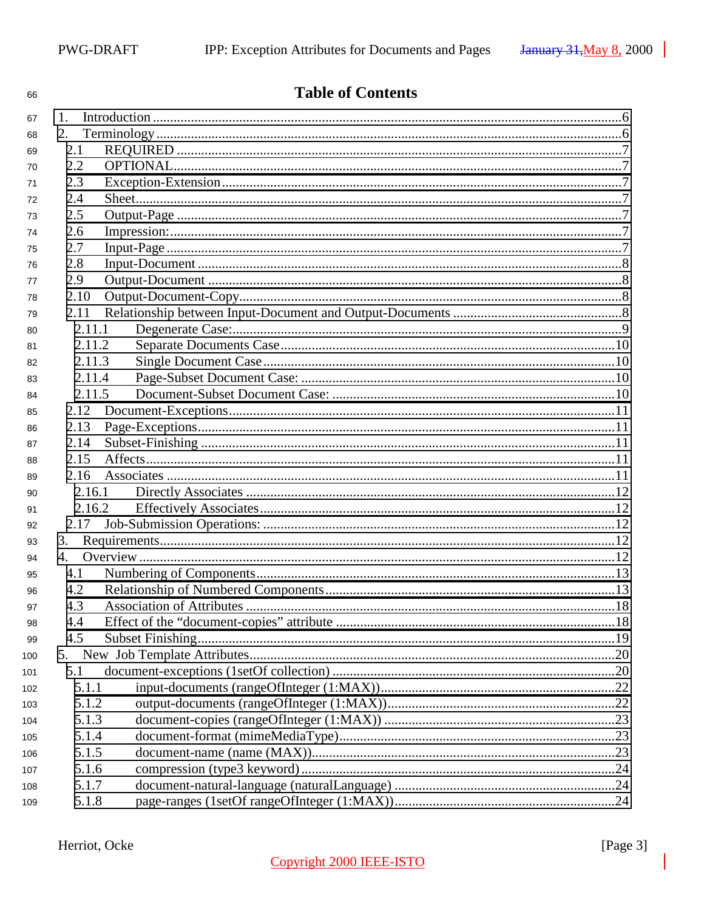# Table of Contents

1. Introduction ....................................................................................................................6
2. Terminology ....................................................................................................................6
   - 2.1 REQUIRED ....................................................................................................................7
   - 2.2 OPTIONAL.....................................................................................................................7
   - 2.3 Exception-Extension .....................................................................................................7
   - 2.4 Sheet..............................................................................................................................7
   - 2.5 Output-Page ..................................................................................................................7
   - 2.6 Impression:....................................................................................................................7
   - 2.7 Input-Page .....................................................................................................................7
   - 2.8 Input-Document ............................................................................................................8
   - 2.9 Output-Document .........................................................................................................8
   - 2.10 Output-Document-Copy...............................................................................................8
   - 2.11 Relationship between Input-Document and Output-Documents ..................................8
     - 2.11.1 Degenerate Case:......................................................................................................9
     - 2.11.2 Separate Documents Case.......................................................................................10
     - 2.11.3 Single Document Case ............................................................................................10
     - 2.11.4 Page-Subset Document Case: .................................................................................10
     - 2.11.5 Document-Subset Document Case: ........................................................................10
   - 2.12 Document-Exceptions.................................................................................................11
   - 2.13 Page-Exceptions..........................................................................................................11
   - 2.14 Subset-Finishing .........................................................................................................11
   - 2.15 Affects.........................................................................................................................11
   - 2.16 Associates ...................................................................................................................11
     - 2.16.1 Directly Associates .................................................................................................12
     - 2.16.2 Effectively Associates.............................................................................................12
   - 2.17 Job-Submission Operations: .......................................................................................12
3. Requirements....................................................................................................................12
4. Overview ..........................................................................................................................12
   - 4.1 Numbering of Components..........................................................................................13
   - 4.2 Relationship of Numbered Components......................................................................13
   - 4.3 Association of Attributes .............................................................................................18
   - 4.4 Effect of the “document-copies” attribute ...................................................................18
   - 4.5 Subset Finishing...........................................................................................................19
5. New Job Template Attributes...........................................................................................20
   - 5.1 document-exceptions (1setOf collection) ....................................................................20
     - 5.1.1 input-documents (rangeOfInteger (1:MAX))...........................................................22
     - 5.1.2 output-documents (rangeOfInteger (1:MAX))..........................................................22
     - 5.1.3 document-copies (rangeOfInteger (1:MAX)) ...........................................................23
     - 5.1.4 document-format (mimeMediaType)........................................................................23
     - 5.1.5 document-name (name (MAX))................................................................................23
     - 5.1.6 compression (type3 keyword) ..................................................................................24
     - 5.1.7 document-natural-language (naturalLanguage) .......................................................24
     - 5.1.8 page-ranges (1setOf rangeOfInteger (1:MAX))........................................................24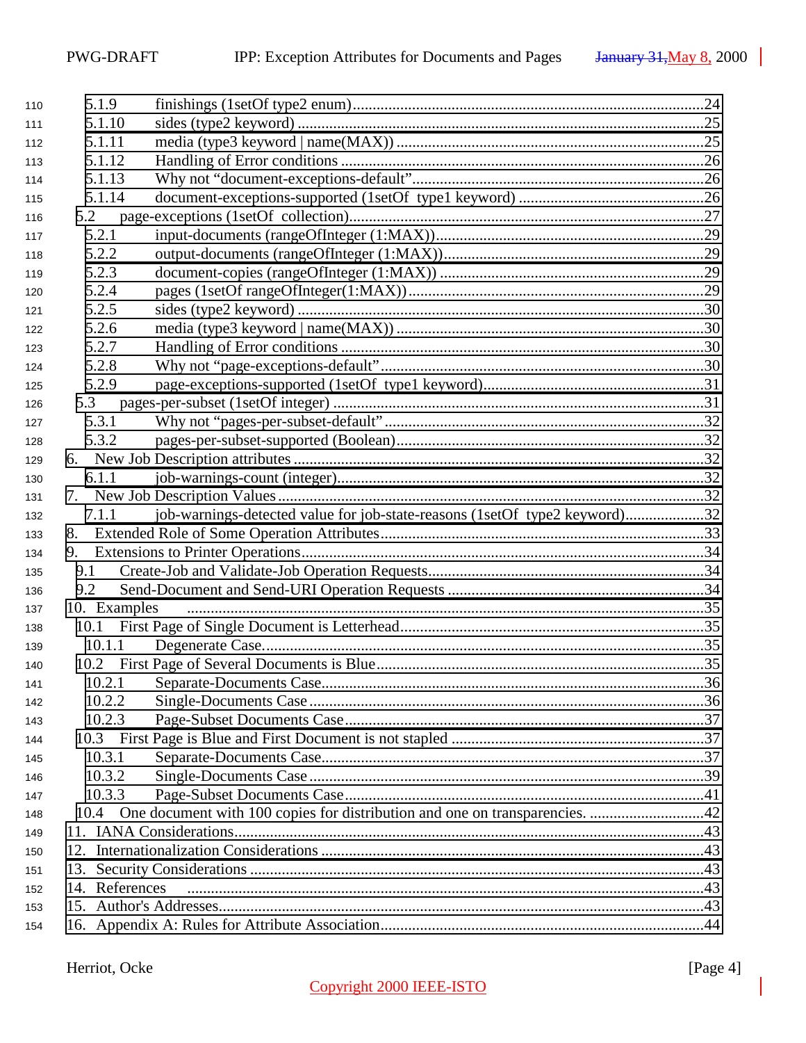- 5.1.9 finishings (1setOf type2 enum) ....24
- 5.1.10 sides (type2 keyword) ....25
- 5.1.11 media (type3 keyword | name(MAX)) ....25
- 5.1.12 Handling of Error conditions ....26
- 5.1.13 Why not "document-exceptions-default" ....26
- 5.1.14 document-exceptions-supported (1setOf type1 keyword) ....26
- 5.2 page-exceptions (1setOf collection) ....27
  - 5.2.1 input-documents (rangeOfInteger (1:MAX)) ....29
  - 5.2.2 output-documents (rangeOfInteger (1:MAX)) ....29
  - 5.2.3 document-copies (rangeOfInteger (1:MAX)) ....29
  - 5.2.4 pages (1setOf rangeOfInteger(1:MAX)) ....29
  - 5.2.5 sides (type2 keyword) ....30
  - 5.2.6 media (type3 keyword | name(MAX)) ....30
  - 5.2.7 Handling of Error conditions ....30
  - 5.2.8 Why not "page-exceptions-default" ....30
  - 5.2.9 page-exceptions-supported (1setOf type1 keyword) ....31
- 5.3 pages-per-subset (1setOf integer) ....31
  - 5.3.1 Why not "pages-per-subset-default" ....32
  - 5.3.2 pages-per-subset-supported (Boolean) ....32
- 6. New Job Description attributes ....32
  - 6.1.1 job-warnings-count (integer) ....32
- 7. New Job Description Values ....32
  - 7.1.1 job-warnings-detected value for job-state-reasons (1setOf type2 keyword) ....32
- 8. Extended Role of Some Operation Attributes ....33
- 9. Extensions to Printer Operations ....34
  - 9.1 Create-Job and Validate-Job Operation Requests ....34
  - 9.2 Send-Document and Send-URI Operation Requests ....34
- 10. Examples ....35
  - 10.1 First Page of Single Document is Letterhead ....35
    - 10.1.1 Degenerate Case ....35
  - 10.2 First Page of Several Documents is Blue ....35
    - 10.2.1 Separate-Documents Case ....36
    - 10.2.2 Single-Documents Case ....36
    - 10.2.3 Page-Subset Documents Case ....37
  - 10.3 First Page is Blue and First Document is not stapled ....37
    - 10.3.1 Separate-Documents Case ....37
    - 10.3.2 Single-Documents Case ....39
    - 10.3.3 Page-Subset Documents Case ....41
  - 10.4 One document with 100 copies for distribution and one on transparencies. ....42
- 11. IANA Considerations ....43
- 12. Internationalization Considerations ....43
- 13. Security Considerations ....43
- 14. References ....43
- 15. Author's Addresses ....43
- 16. Appendix A: Rules for Attribute Association ....44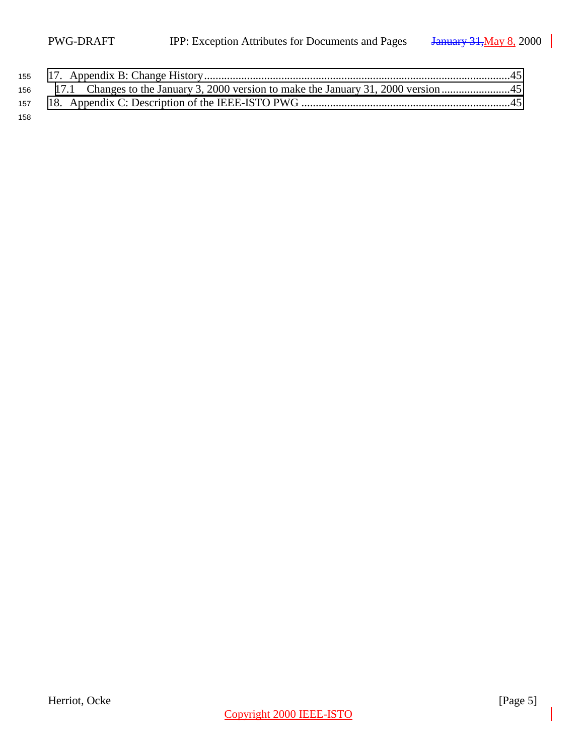17. Appendix B: Change History ........................................................................................................45

17.1 Changes to the January 3, 2000 version to make the January 31, 2000 version ........................45

18. Appendix C: Description of the IEEE-ISTO PWG .........................................................................45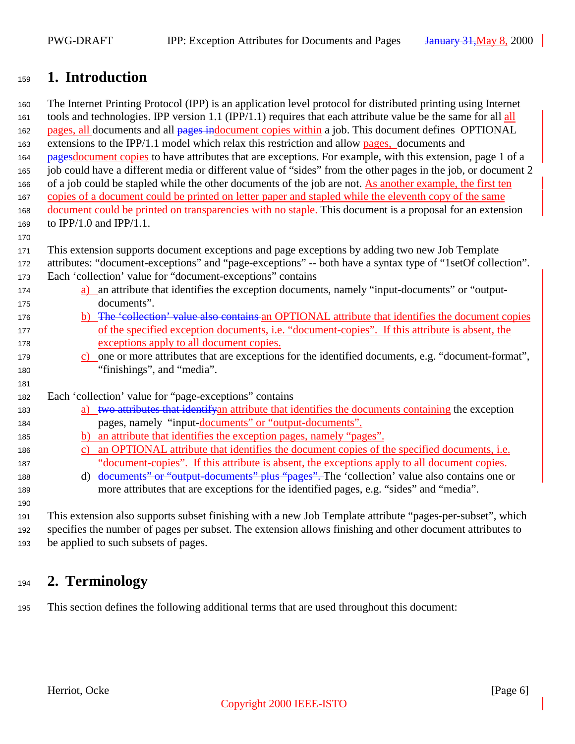# 1. Introduction

The Internet Printing Protocol (IPP) is an application level protocol for distributed printing using Internet tools and technologies. IPP version 1.1 (IPP/1.1) requires that each attribute value be the same for all all pages, all documents and all ~~pages in~~document copies within a job. This document defines OPTIONAL extensions to the IPP/1.1 model which relax this restriction and allow pages, documents and ~~pages~~document copies to have attributes that are exceptions. For example, with this extension, page 1 of a job could have a different media or different value of "sides" from the other pages in the job, or document 2 of a job could be stapled while the other documents of the job are not. As another example, the first ten copies of a document could be printed on letter paper and stapled while the eleventh copy of the same document could be printed on transparencies with no staple. This document is a proposal for an extension to IPP/1.0 and IPP/1.1.

This extension supports document exceptions and page exceptions by adding two new Job Template attributes: "document-exceptions" and "page-exceptions" -- both have a syntax type of "1setOf collection". Each 'collection' value for "document-exceptions" contains

a) an attribute that identifies the exception documents, namely "input-documents" or "output-documents".

b) ~~The 'collection' value also contains~~ an OPTIONAL attribute that identifies the document copies of the specified exception documents, i.e. "document-copies". If this attribute is absent, the exceptions apply to all document copies.

c) one or more attributes that are exceptions for the identified documents, e.g. "document-format", "finishings", and "media".

Each 'collection' value for "page-exceptions" contains

a) ~~two attributes that identify~~an attribute that identifies the documents containing the exception pages, namely "input-documents" or "output-documents".

b) an attribute that identifies the exception pages, namely "pages".

c) an OPTIONAL attribute that identifies the document copies of the specified documents, i.e. "document-copies". If this attribute is absent, the exceptions apply to all document copies.

d) ~~documents" or "output-documents" plus "pages".~~ The 'collection' value also contains one or more attributes that are exceptions for the identified pages, e.g. "sides" and "media".

This extension also supports subset finishing with a new Job Template attribute "pages-per-subset", which specifies the number of pages per subset. The extension allows finishing and other document attributes to be applied to such subsets of pages.

# 2. Terminology

This section defines the following additional terms that are used throughout this document: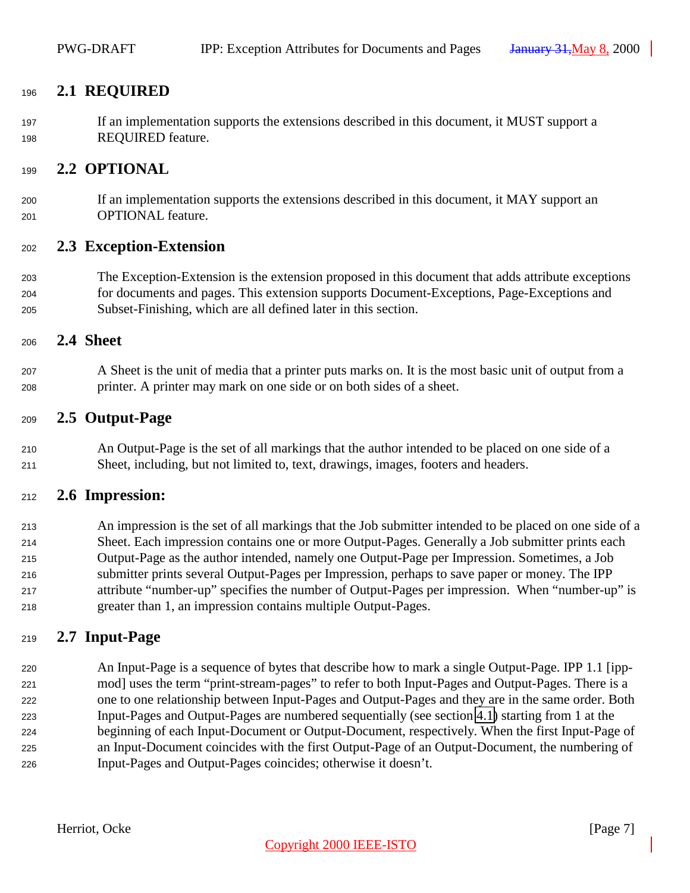## 2.1 REQUIRED

If an implementation supports the extensions described in this document, it MUST support a REQUIRED feature.

## 2.2 OPTIONAL

If an implementation supports the extensions described in this document, it MAY support an OPTIONAL feature.

## 2.3 Exception-Extension

The Exception-Extension is the extension proposed in this document that adds attribute exceptions for documents and pages. This extension supports Document-Exceptions, Page-Exceptions and Subset-Finishing, which are all defined later in this section.

## 2.4 Sheet

A Sheet is the unit of media that a printer puts marks on. It is the most basic unit of output from a printer. A printer may mark on one side or on both sides of a sheet.

## 2.5 Output-Page

An Output-Page is the set of all markings that the author intended to be placed on one side of a Sheet, including, but not limited to, text, drawings, images, footers and headers.

## 2.6 Impression:

An impression is the set of all markings that the Job submitter intended to be placed on one side of a Sheet. Each impression contains one or more Output-Pages. Generally a Job submitter prints each Output-Page as the author intended, namely one Output-Page per Impression. Sometimes, a Job submitter prints several Output-Pages per Impression, perhaps to save paper or money. The IPP attribute “number-up” specifies the number of Output-Pages per impression. When “number-up” is greater than 1, an impression contains multiple Output-Pages.

## 2.7 Input-Page

An Input-Page is a sequence of bytes that describe how to mark a single Output-Page. IPP 1.1 [ipp-mod] uses the term “print-stream-pages” to refer to both Input-Pages and Output-Pages. There is a one to one relationship between Input-Pages and Output-Pages and they are in the same order. Both Input-Pages and Output-Pages are numbered sequentially (see section 4.1) starting from 1 at the beginning of each Input-Document or Output-Document, respectively. When the first Input-Page of an Input-Document coincides with the first Output-Page of an Output-Document, the numbering of Input-Pages and Output-Pages coincides; otherwise it doesn’t.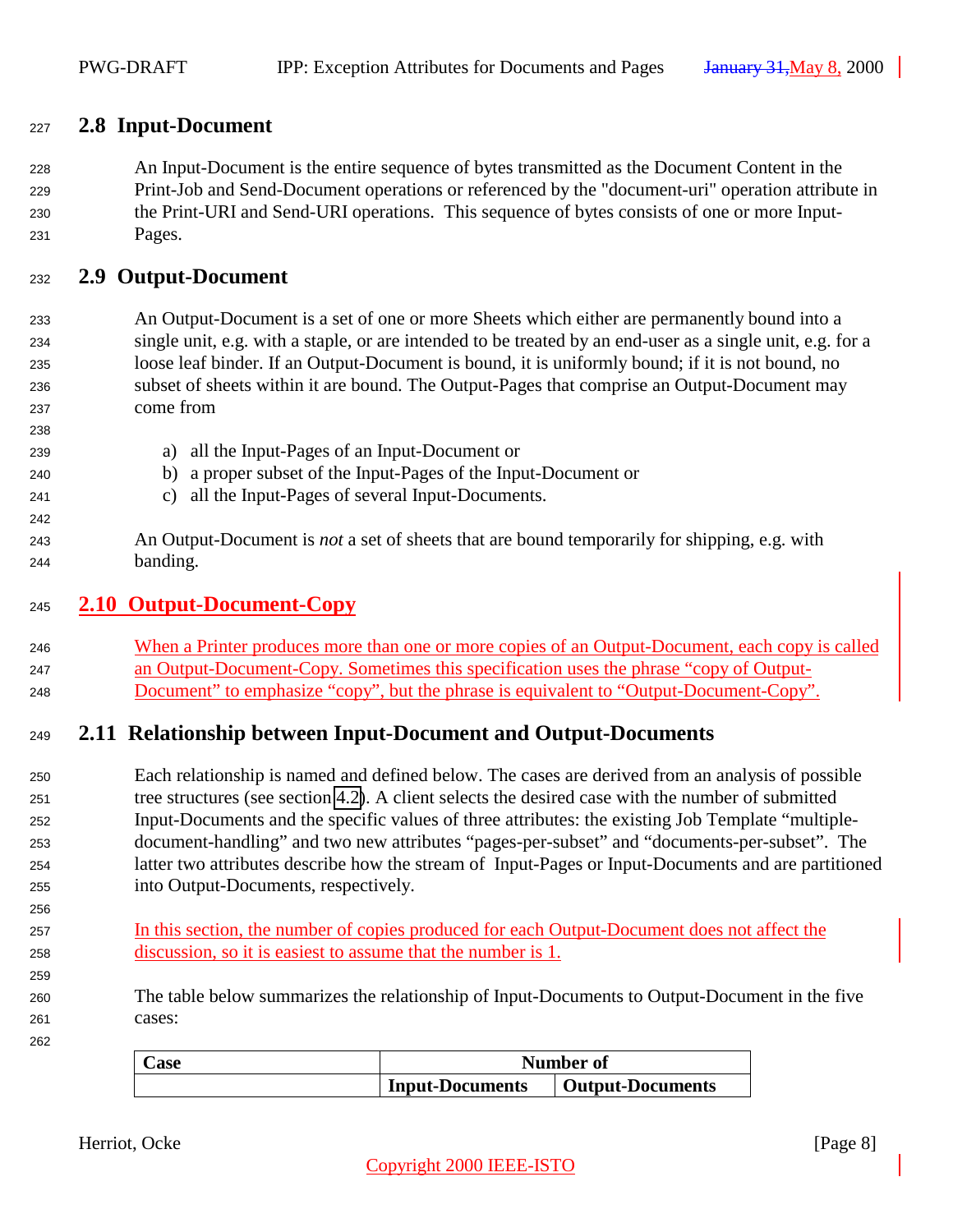## 2.8 Input-Document

An Input-Document is the entire sequence of bytes transmitted as the Document Content in the Print-Job and Send-Document operations or referenced by the "document-uri" operation attribute in the Print-URI and Send-URI operations. This sequence of bytes consists of one or more Input-Pages.

## 2.9 Output-Document

An Output-Document is a set of one or more Sheets which either are permanently bound into a single unit, e.g. with a staple, or are intended to be treated by an end-user as a single unit, e.g. for a loose leaf binder. If an Output-Document is bound, it is uniformly bound; if it is not bound, no subset of sheets within it are bound. The Output-Pages that comprise an Output-Document may come from

a) all the Input-Pages of an Input-Document or
b) a proper subset of the Input-Pages of the Input-Document or
c) all the Input-Pages of several Input-Documents.

An Output-Document is *not* a set of sheets that are bound temporarily for shipping, e.g. with banding.

## 2.10 Output-Document-Copy

When a Printer produces more than one or more copies of an Output-Document, each copy is called an Output-Document-Copy. Sometimes this specification uses the phrase “copy of Output-Document” to emphasize “copy”, but the phrase is equivalent to “Output-Document-Copy”.

## 2.11 Relationship between Input-Document and Output-Documents

Each relationship is named and defined below. The cases are derived from an analysis of possible tree structures (see section 4.2). A client selects the desired case with the number of submitted Input-Documents and the specific values of three attributes: the existing Job Template “multiple-document-handling” and two new attributes “pages-per-subset” and “documents-per-subset”. The latter two attributes describe how the stream of Input-Pages or Input-Documents and are partitioned into Output-Documents, respectively.

In this section, the number of copies produced for each Output-Document does not affect the discussion, so it is easiest to assume that the number is 1.

The table below summarizes the relationship of Input-Documents to Output-Document in the five cases:

| Case | Number of | |
|---|---|---|
| | Input-Documents | Output-Documents |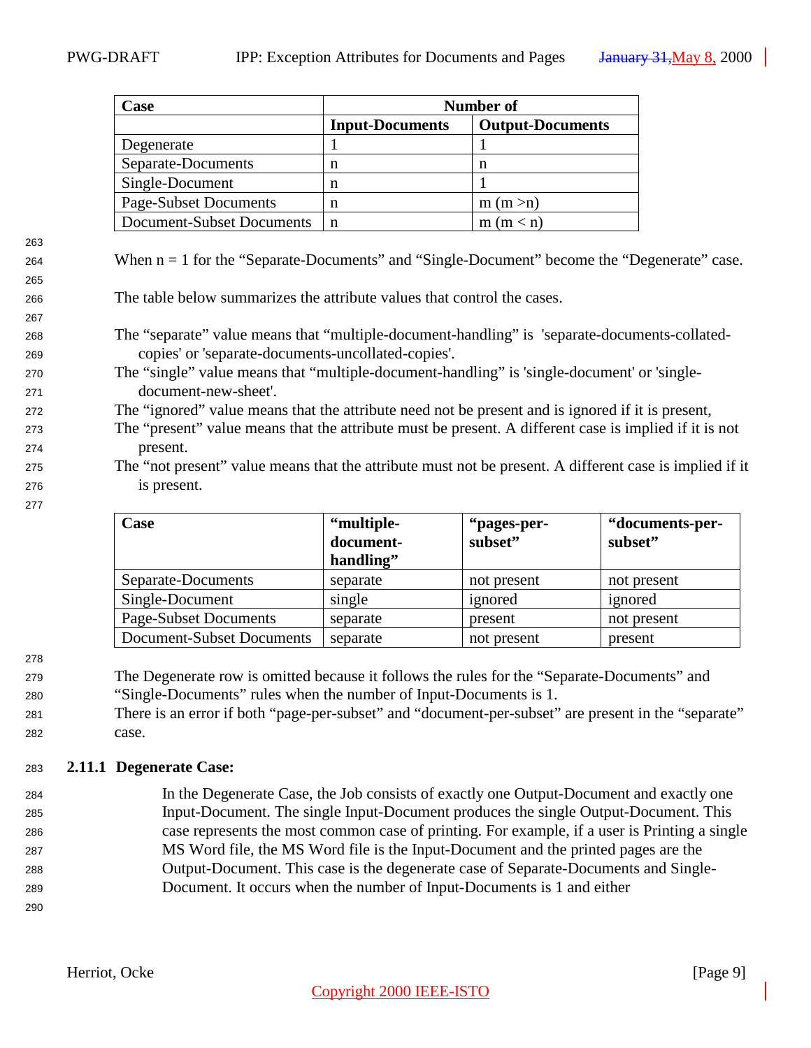| Case | Number of | |
|---|---|---|
| | **Input-Documents** | **Output-Documents** |
| Degenerate | 1 | 1 |
| Separate-Documents | n | n |
| Single-Document | n | 1 |
| Page-Subset Documents | n | m (m >n) |
| Document-Subset Documents | n | m (m < n) |

When n = 1 for the “Separate-Documents” and “Single-Document” become the “Degenerate” case.

The table below summarizes the attribute values that control the cases.

The “separate” value means that “multiple-document-handling” is 'separate-documents-collated-copies' or 'separate-documents-uncollated-copies'.
The “single” value means that “multiple-document-handling” is 'single-document' or 'single-document-new-sheet'.
The “ignored” value means that the attribute need not be present and is ignored if it is present,
The “present” value means that the attribute must be present. A different case is implied if it is not present.
The “not present” value means that the attribute must not be present. A different case is implied if it is present.

| Case | “multiple-document-handling” | “pages-per-subset” | “documents-per-subset” |
|---|---|---|---|
| Separate-Documents | separate | not present | not present |
| Single-Document | single | ignored | ignored |
| Page-Subset Documents | separate | present | not present |
| Document-Subset Documents | separate | not present | present |

The Degenerate row is omitted because it follows the rules for the “Separate-Documents” and “Single-Documents” rules when the number of Input-Documents is 1.
There is an error if both “page-per-subset” and “document-per-subset” are present in the “separate” case.

### 2.11.1 Degenerate Case:

In the Degenerate Case, the Job consists of exactly one Output-Document and exactly one Input-Document. The single Input-Document produces the single Output-Document. This case represents the most common case of printing. For example, if a user is Printing a single MS Word file, the MS Word file is the Input-Document and the printed pages are the Output-Document. This case is the degenerate case of Separate-Documents and Single-Document. It occurs when the number of Input-Documents is 1 and either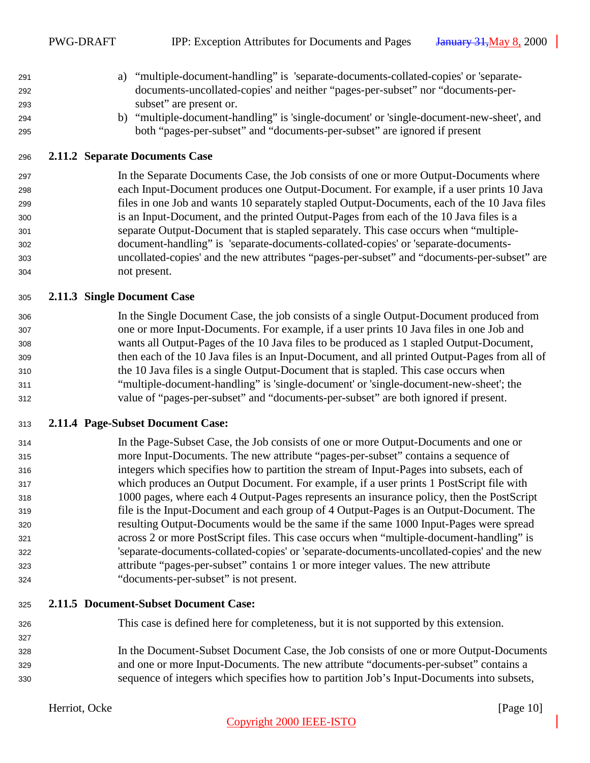a) “multiple-document-handling” is 'separate-documents-collated-copies' or 'separate-documents-uncollated-copies' and neither “pages-per-subset” nor “documents-per-subset” are present or.

b) “multiple-document-handling” is 'single-document' or 'single-document-new-sheet', and both “pages-per-subset” and “documents-per-subset” are ignored if present

### 2.11.2 Separate Documents Case

In the Separate Documents Case, the Job consists of one or more Output-Documents where each Input-Document produces one Output-Document. For example, if a user prints 10 Java files in one Job and wants 10 separately stapled Output-Documents, each of the 10 Java files is an Input-Document, and the printed Output-Pages from each of the 10 Java files is a separate Output-Document that is stapled separately. This case occurs when “multiple-document-handling” is 'separate-documents-collated-copies' or 'separate-documents-uncollated-copies' and the new attributes “pages-per-subset” and “documents-per-subset” are not present.

### 2.11.3 Single Document Case

In the Single Document Case, the job consists of a single Output-Document produced from one or more Input-Documents. For example, if a user prints 10 Java files in one Job and wants all Output-Pages of the 10 Java files to be produced as 1 stapled Output-Document, then each of the 10 Java files is an Input-Document, and all printed Output-Pages from all of the 10 Java files is a single Output-Document that is stapled. This case occurs when “multiple-document-handling” is 'single-document' or 'single-document-new-sheet'; the value of “pages-per-subset” and “documents-per-subset” are both ignored if present.

### 2.11.4 Page-Subset Document Case:

In the Page-Subset Case, the Job consists of one or more Output-Documents and one or more Input-Documents. The new attribute “pages-per-subset” contains a sequence of integers which specifies how to partition the stream of Input-Pages into subsets, each of which produces an Output Document. For example, if a user prints 1 PostScript file with 1000 pages, where each 4 Output-Pages represents an insurance policy, then the PostScript file is the Input-Document and each group of 4 Output-Pages is an Output-Document. The resulting Output-Documents would be the same if the same 1000 Input-Pages were spread across 2 or more PostScript files. This case occurs when “multiple-document-handling” is 'separate-documents-collated-copies' or 'separate-documents-uncollated-copies' and the new attribute “pages-per-subset” contains 1 or more integer values. The new attribute “documents-per-subset” is not present.

### 2.11.5 Document-Subset Document Case:

This case is defined here for completeness, but it is not supported by this extension.

In the Document-Subset Document Case, the Job consists of one or more Output-Documents and one or more Input-Documents. The new attribute “documents-per-subset” contains a sequence of integers which specifies how to partition Job’s Input-Documents into subsets,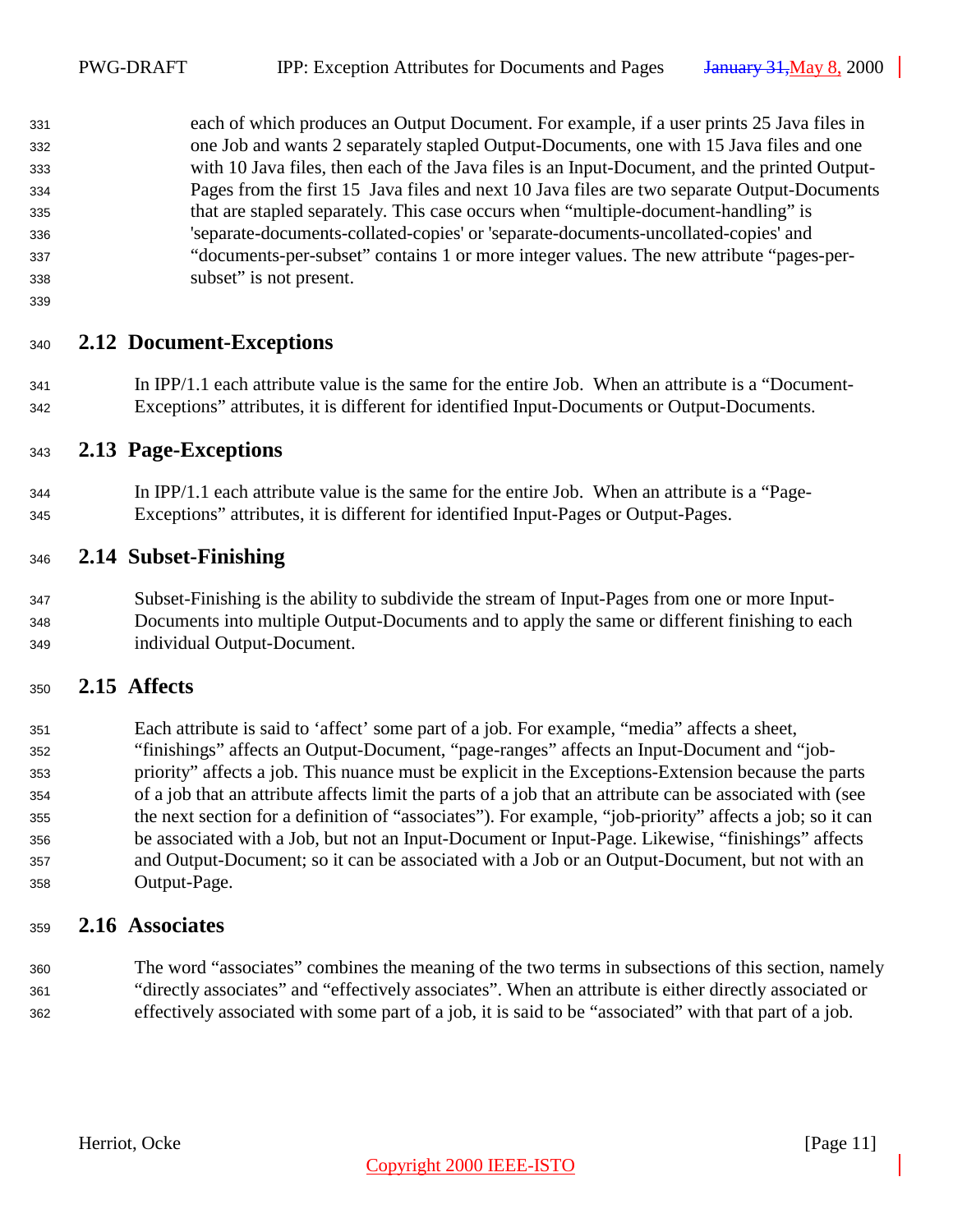each of which produces an Output Document. For example, if a user prints 25 Java files in one Job and wants 2 separately stapled Output-Documents, one with 15 Java files and one with 10 Java files, then each of the Java files is an Input-Document, and the printed Output-Pages from the first 15 Java files and next 10 Java files are two separate Output-Documents that are stapled separately. This case occurs when “multiple-document-handling” is 'separate-documents-collated-copies' or 'separate-documents-uncollated-copies' and “documents-per-subset” contains 1 or more integer values. The new attribute “pages-per-subset” is not present.

## 2.12 Document-Exceptions

In IPP/1.1 each attribute value is the same for the entire Job. When an attribute is a “Document-Exceptions” attributes, it is different for identified Input-Documents or Output-Documents.

## 2.13 Page-Exceptions

In IPP/1.1 each attribute value is the same for the entire Job. When an attribute is a “Page-Exceptions” attributes, it is different for identified Input-Pages or Output-Pages.

## 2.14 Subset-Finishing

Subset-Finishing is the ability to subdivide the stream of Input-Pages from one or more Input-Documents into multiple Output-Documents and to apply the same or different finishing to each individual Output-Document.

## 2.15 Affects

Each attribute is said to ‘affect’ some part of a job. For example, “media” affects a sheet, “finishings” affects an Output-Document, “page-ranges” affects an Input-Document and “job-priority” affects a job. This nuance must be explicit in the Exceptions-Extension because the parts of a job that an attribute affects limit the parts of a job that an attribute can be associated with (see the next section for a definition of “associates”). For example, “job-priority” affects a job; so it can be associated with a Job, but not an Input-Document or Input-Page. Likewise, “finishings” affects and Output-Document; so it can be associated with a Job or an Output-Document, but not with an Output-Page.

## 2.16 Associates

The word “associates” combines the meaning of the two terms in subsections of this section, namely “directly associates” and “effectively associates”. When an attribute is either directly associated or effectively associated with some part of a job, it is said to be “associated” with that part of a job.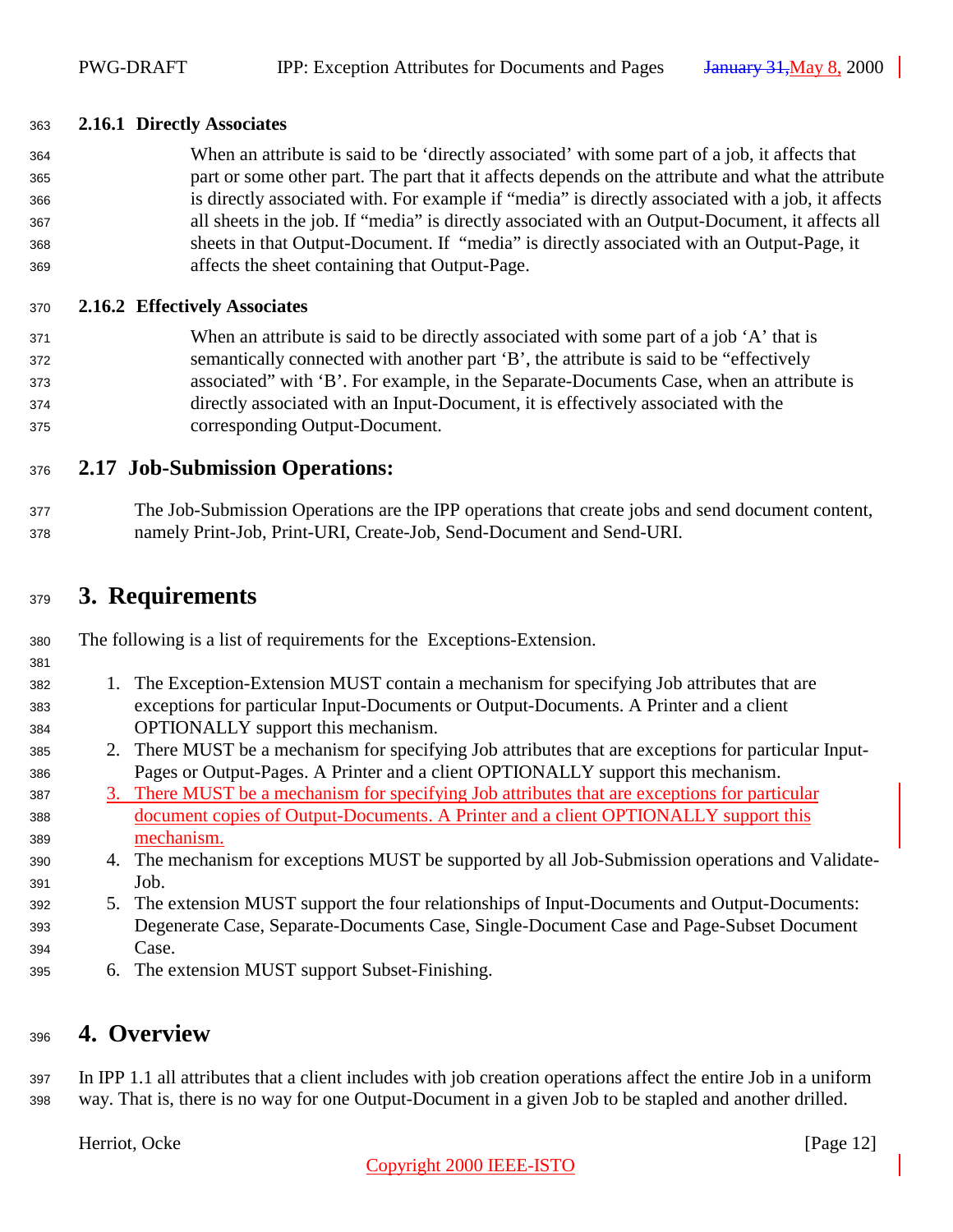### 2.16.1 Directly Associates

When an attribute is said to be 'directly associated' with some part of a job, it affects that part or some other part. The part that it affects depends on the attribute and what the attribute is directly associated with. For example if "media" is directly associated with a job, it affects all sheets in the job. If "media" is directly associated with an Output-Document, it affects all sheets in that Output-Document. If "media" is directly associated with an Output-Page, it affects the sheet containing that Output-Page.

### 2.16.2 Effectively Associates

When an attribute is said to be directly associated with some part of a job 'A' that is semantically connected with another part 'B', the attribute is said to be "effectively associated" with 'B'. For example, in the Separate-Documents Case, when an attribute is directly associated with an Input-Document, it is effectively associated with the corresponding Output-Document.

## 2.17 Job-Submission Operations:

The Job-Submission Operations are the IPP operations that create jobs and send document content, namely Print-Job, Print-URI, Create-Job, Send-Document and Send-URI.

# 3. Requirements

The following is a list of requirements for the Exceptions-Extension.

1. The Exception-Extension MUST contain a mechanism for specifying Job attributes that are exceptions for particular Input-Documents or Output-Documents. A Printer and a client OPTIONALLY support this mechanism.
2. There MUST be a mechanism for specifying Job attributes that are exceptions for particular Input-Pages or Output-Pages. A Printer and a client OPTIONALLY support this mechanism.
3. There MUST be a mechanism for specifying Job attributes that are exceptions for particular document copies of Output-Documents. A Printer and a client OPTIONALLY support this mechanism.
4. The mechanism for exceptions MUST be supported by all Job-Submission operations and Validate-Job.
5. The extension MUST support the four relationships of Input-Documents and Output-Documents: Degenerate Case, Separate-Documents Case, Single-Document Case and Page-Subset Document Case.
6. The extension MUST support Subset-Finishing.

# 4. Overview

In IPP 1.1 all attributes that a client includes with job creation operations affect the entire Job in a uniform way. That is, there is no way for one Output-Document in a given Job to be stapled and another drilled.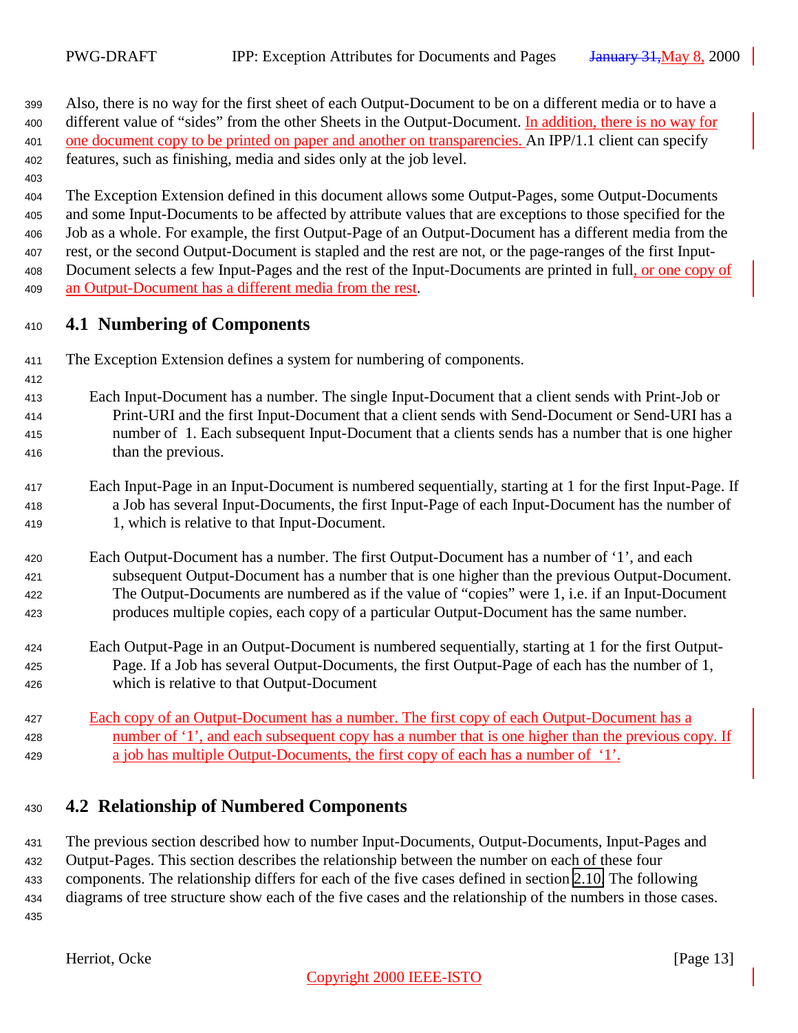Also, there is no way for the first sheet of each Output-Document to be on a different media or to have a different value of “sides” from the other Sheets in the Output-Document. In addition, there is no way for one document copy to be printed on paper and another on transparencies. An IPP/1.1 client can specify features, such as finishing, media and sides only at the job level.

The Exception Extension defined in this document allows some Output-Pages, some Output-Documents and some Input-Documents to be affected by attribute values that are exceptions to those specified for the Job as a whole. For example, the first Output-Page of an Output-Document has a different media from the rest, or the second Output-Document is stapled and the rest are not, or the page-ranges of the first Input-Document selects a few Input-Pages and the rest of the Input-Documents are printed in full, or one copy of an Output-Document has a different media from the rest.

## 4.1 Numbering of Components

The Exception Extension defines a system for numbering of components.

Each Input-Document has a number. The single Input-Document that a client sends with Print-Job or Print-URI and the first Input-Document that a client sends with Send-Document or Send-URI has a number of 1. Each subsequent Input-Document that a clients sends has a number that is one higher than the previous.

Each Input-Page in an Input-Document is numbered sequentially, starting at 1 for the first Input-Page. If a Job has several Input-Documents, the first Input-Page of each Input-Document has the number of 1, which is relative to that Input-Document.

Each Output-Document has a number. The first Output-Document has a number of ‘1’, and each subsequent Output-Document has a number that is one higher than the previous Output-Document. The Output-Documents are numbered as if the value of “copies” were 1, i.e. if an Input-Document produces multiple copies, each copy of a particular Output-Document has the same number.

Each Output-Page in an Output-Document is numbered sequentially, starting at 1 for the first Output-Page. If a Job has several Output-Documents, the first Output-Page of each has the number of 1, which is relative to that Output-Document

Each copy of an Output-Document has a number. The first copy of each Output-Document has a number of ‘1’, and each subsequent copy has a number that is one higher than the previous copy. If a job has multiple Output-Documents, the first copy of each has a number of ‘1’.

## 4.2 Relationship of Numbered Components

The previous section described how to number Input-Documents, Output-Documents, Input-Pages and Output-Pages. This section describes the relationship between the number on each of these four components. The relationship differs for each of the five cases defined in section 2.10. The following diagrams of tree structure show each of the five cases and the relationship of the numbers in those cases.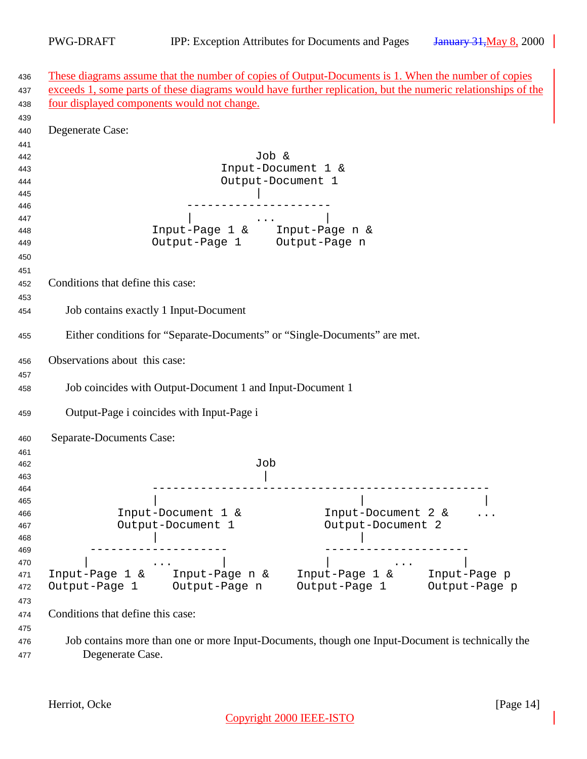These diagrams assume that the number of copies of Output-Documents is 1. When the number of copies exceeds 1, some parts of these diagrams would have further replication, but the numeric relationships of the four displayed components would not change.

Degenerate Case:

```
                              Job &
                         Input-Document 1 &
                         Output-Document 1
                              |
                    ---------------------
                    |        ...        |
               Input-Page 1 &    Input-Page n &
               Output-Page 1     Output-Page n
```

Conditions that define this case:

Job contains exactly 1 Input-Document

Either conditions for "Separate-Documents" or "Single-Documents" are met.

Observations about this case:

Job coincides with Output-Document 1 and Input-Document 1

Output-Page i coincides with Input-Page i

Separate-Documents Case:

```
                              Job
                               |
               -------------------------------------------------
               |                              |                |
          Input-Document 1 &             Input-Document 2 &   ...
          Output-Document 1              Output-Document 2
               |                              |
      --------------------            ---------------------
      |        ...       |            |         ...       |
Input-Page 1 &    Input-Page n &    Input-Page 1 &    Input-Page p
Output-Page 1     Output-Page n     Output-Page 1     Output-Page p
```

Conditions that define this case:

Job contains more than one or more Input-Documents, though one Input-Document is technically the Degenerate Case.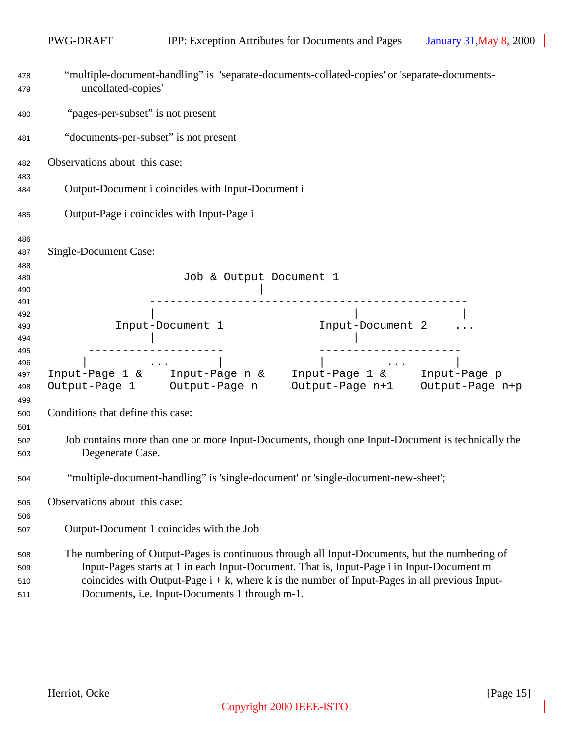"multiple-document-handling" is 'separate-documents-collated-copies' or 'separate-documents-uncollated-copies'

"pages-per-subset" is not present

"documents-per-subset" is not present

Observations about this case:

Output-Document i coincides with Input-Document i

Output-Page i coincides with Input-Page i

Single-Document Case:

```
                    Job & Output Document 1
                              |
              ----------------------------------------------
              |                             |              |
         Input-Document 1             Input-Document 2    ...
              |                             |
      --------------------          ---------------------
     |        ...        |          |         ...        |
Input-Page 1 &    Input-Page n &    Input-Page 1 &     Input-Page p
Output-Page 1     Output-Page n     Output-Page n+1    Output-Page n+p
```

Conditions that define this case:

Job contains more than one or more Input-Documents, though one Input-Document is technically the Degenerate Case.

"multiple-document-handling" is 'single-document' or 'single-document-new-sheet';

Observations about this case:

Output-Document 1 coincides with the Job

The numbering of Output-Pages is continuous through all Input-Documents, but the numbering of Input-Pages starts at 1 in each Input-Document. That is, Input-Page i in Input-Document m coincides with Output-Page i + k, where k is the number of Input-Pages in all previous Input-Documents, i.e. Input-Documents 1 through m-1.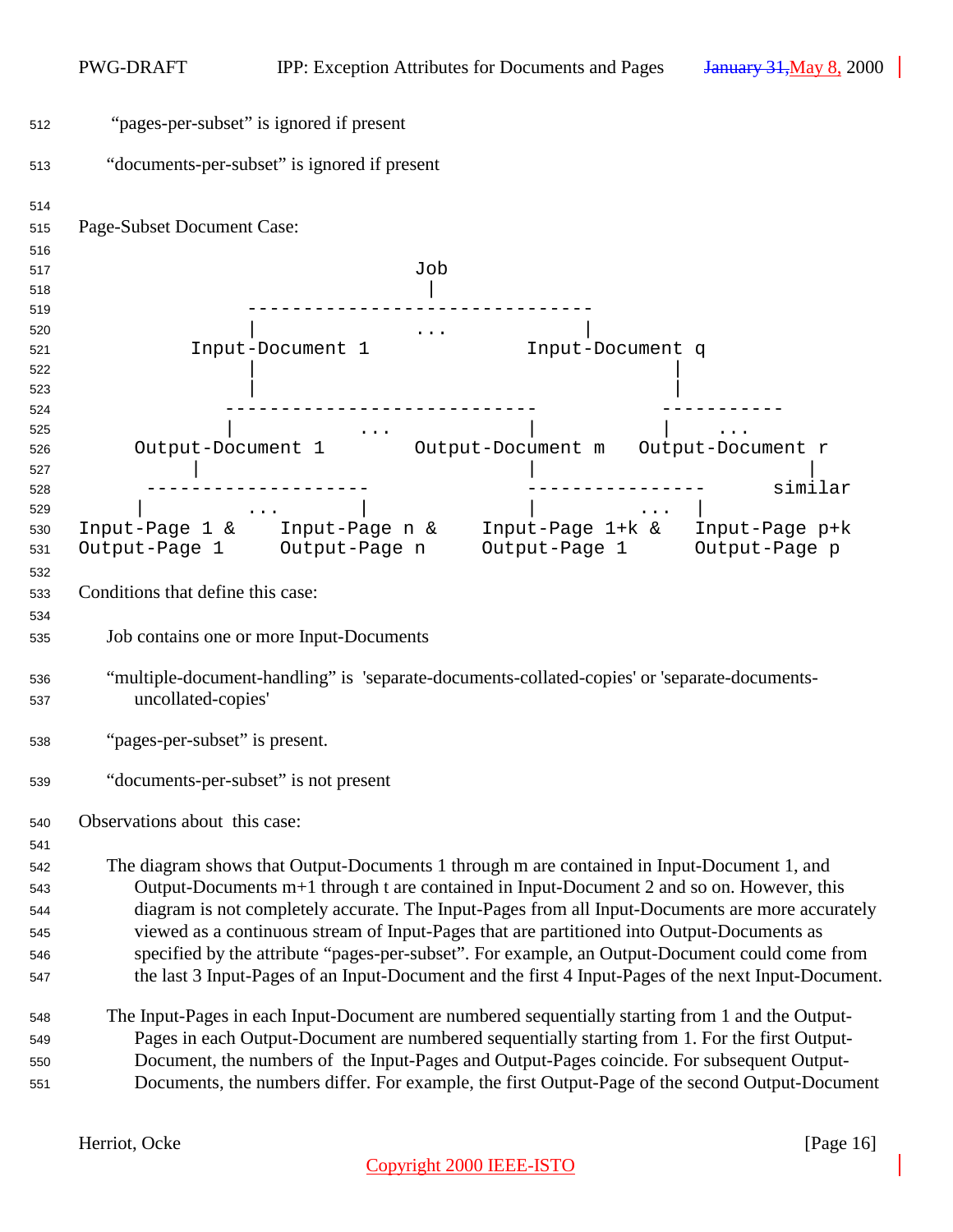"pages-per-subset" is ignored if present

"documents-per-subset" is ignored if present

Page-Subset Document Case:

```
                                 Job
                                  |
                 ------------------------------
                 |               ...          |
          Input-Document 1              Input-Document q
                 |                                |
                 |                                |
               ----------------------------    -----------
               |          ...             |    |    ...
      Output-Document 1        Output-Document m   Output-Document r
            |                             |                     |
         --------------------            ----------------      similar
         |      ...         |             |        ...   |
Input-Page 1 &    Input-Page n &    Input-Page 1+k &   Input-Page p+k
Output-Page 1     Output-Page n     Output-Page 1      Output-Page p
```

Conditions that define this case:

Job contains one or more Input-Documents

"multiple-document-handling" is 'separate-documents-collated-copies' or 'separate-documents-uncollated-copies'

"pages-per-subset" is present.

"documents-per-subset" is not present

Observations about this case:

The diagram shows that Output-Documents 1 through m are contained in Input-Document 1, and Output-Documents m+1 through t are contained in Input-Document 2 and so on. However, this diagram is not completely accurate. The Input-Pages from all Input-Documents are more accurately viewed as a continuous stream of Input-Pages that are partitioned into Output-Documents as specified by the attribute "pages-per-subset". For example, an Output-Document could come from the last 3 Input-Pages of an Input-Document and the first 4 Input-Pages of the next Input-Document.

The Input-Pages in each Input-Document are numbered sequentially starting from 1 and the Output-Pages in each Output-Document are numbered sequentially starting from 1. For the first Output-Document, the numbers of the Input-Pages and Output-Pages coincide. For subsequent Output-Documents, the numbers differ. For example, the first Output-Page of the second Output-Document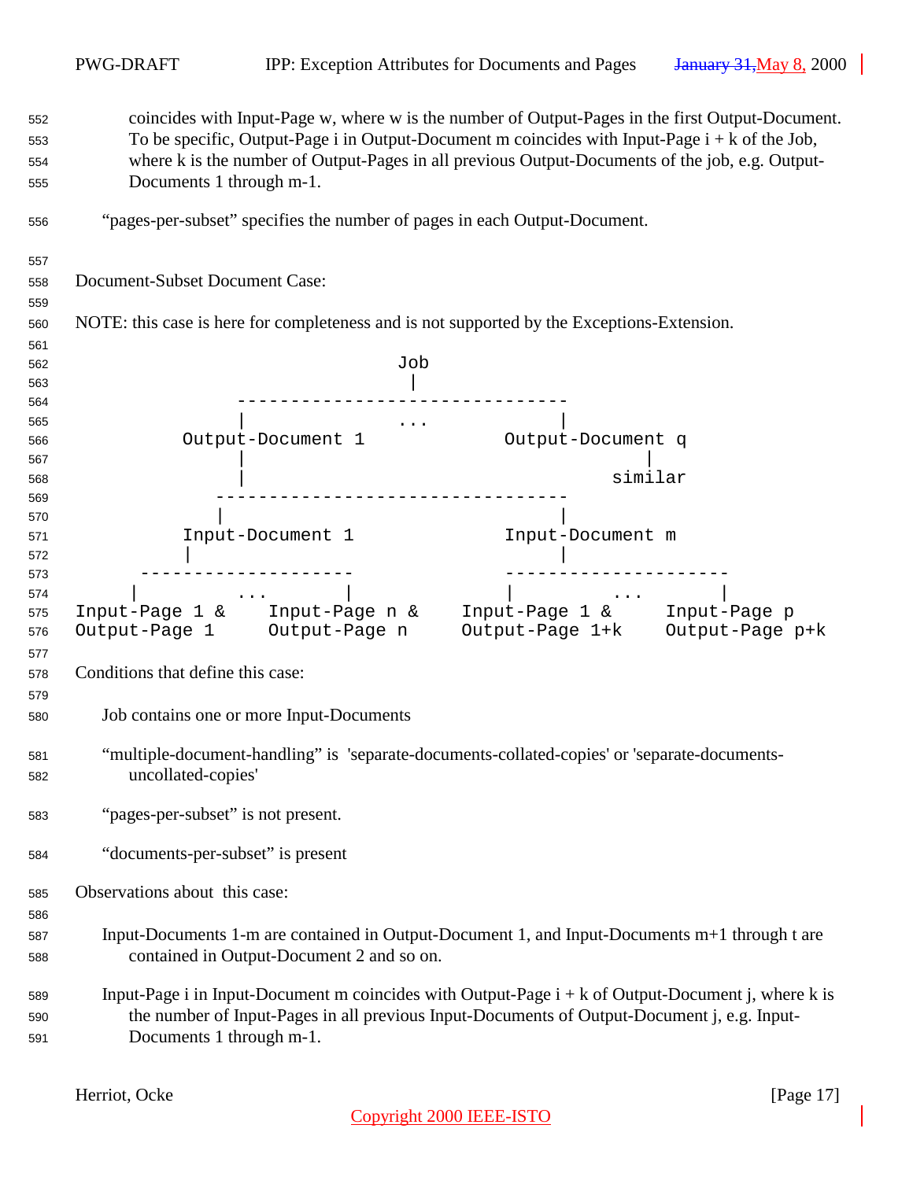coincides with Input-Page w, where w is the number of Output-Pages in the first Output-Document. To be specific, Output-Page i in Output-Document m coincides with Input-Page i + k of the Job, where k is the number of Output-Pages in all previous Output-Documents of the job, e.g. Output-Documents 1 through m-1.

"pages-per-subset" specifies the number of pages in each Output-Document.

Document-Subset Document Case:

NOTE: this case is here for completeness and is not supported by the Exceptions-Extension.

```
                                 Job
                                  |
              ------------------------------
              |                  ...           |
         Output-Document 1              Output-Document q
              |                                    |
              |                                 similar
            --------------------------------
            |                                |
         Input-Document 1               Input-Document m
         |                                   |
     --------------------               --------------------
     |         ...       |              |         ...        |
Input-Page 1 &    Input-Page n &    Input-Page 1 &     Input-Page p
Output-Page 1     Output-Page n     Output-Page 1+k    Output-Page p+k
```

Conditions that define this case:

Job contains one or more Input-Documents

"multiple-document-handling" is 'separate-documents-collated-copies' or 'separate-documents-uncollated-copies'

"pages-per-subset" is not present.

"documents-per-subset" is present

Observations about this case:

Input-Documents 1-m are contained in Output-Document 1, and Input-Documents m+1 through t are contained in Output-Document 2 and so on.

Input-Page i in Input-Document m coincides with Output-Page i + k of Output-Document j, where k is the number of Input-Pages in all previous Input-Documents of Output-Document j, e.g. Input-Documents 1 through m-1.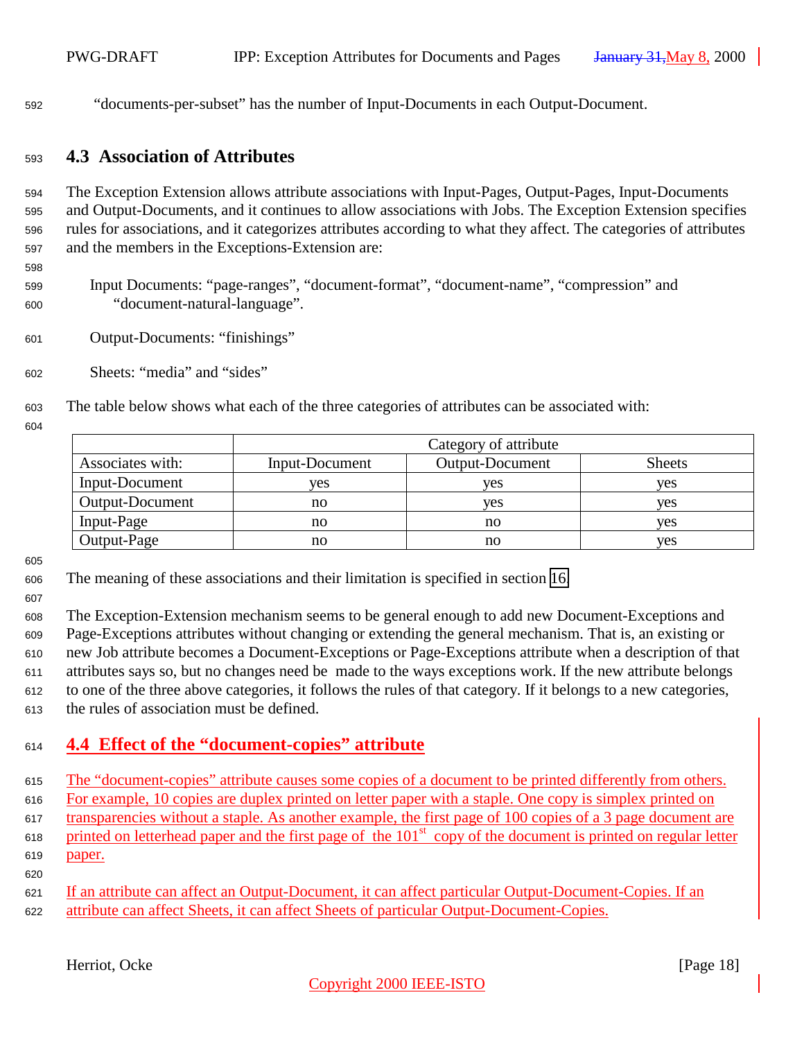"documents-per-subset" has the number of Input-Documents in each Output-Document.

## 4.3 Association of Attributes

The Exception Extension allows attribute associations with Input-Pages, Output-Pages, Input-Documents and Output-Documents, and it continues to allow associations with Jobs. The Exception Extension specifies rules for associations, and it categorizes attributes according to what they affect. The categories of attributes and the members in the Exceptions-Extension are:

Input Documents: "page-ranges", "document-format", "document-name", "compression" and "document-natural-language".

Output-Documents: "finishings"

Sheets: "media" and "sides"

The table below shows what each of the three categories of attributes can be associated with:

| | Category of attribute | | |
|---|---|---|---|
| Associates with: | Input-Document | Output-Document | Sheets |
| Input-Document | yes | yes | yes |
| Output-Document | no | yes | yes |
| Input-Page | no | no | yes |
| Output-Page | no | no | yes |

The meaning of these associations and their limitation is specified in section 16

The Exception-Extension mechanism seems to be general enough to add new Document-Exceptions and Page-Exceptions attributes without changing or extending the general mechanism. That is, an existing or new Job attribute becomes a Document-Exceptions or Page-Exceptions attribute when a description of that attributes says so, but no changes need be made to the ways exceptions work. If the new attribute belongs to one of the three above categories, it follows the rules of that category. If it belongs to a new categories, the rules of association must be defined.

## 4.4 Effect of the "document-copies" attribute

The "document-copies" attribute causes some copies of a document to be printed differently from others. For example, 10 copies are duplex printed on letter paper with a staple. One copy is simplex printed on transparencies without a staple. As another example, the first page of 100 copies of a 3 page document are printed on letterhead paper and the first page of the 101st copy of the document is printed on regular letter paper.

If an attribute can affect an Output-Document, it can affect particular Output-Document-Copies. If an attribute can affect Sheets, it can affect Sheets of particular Output-Document-Copies.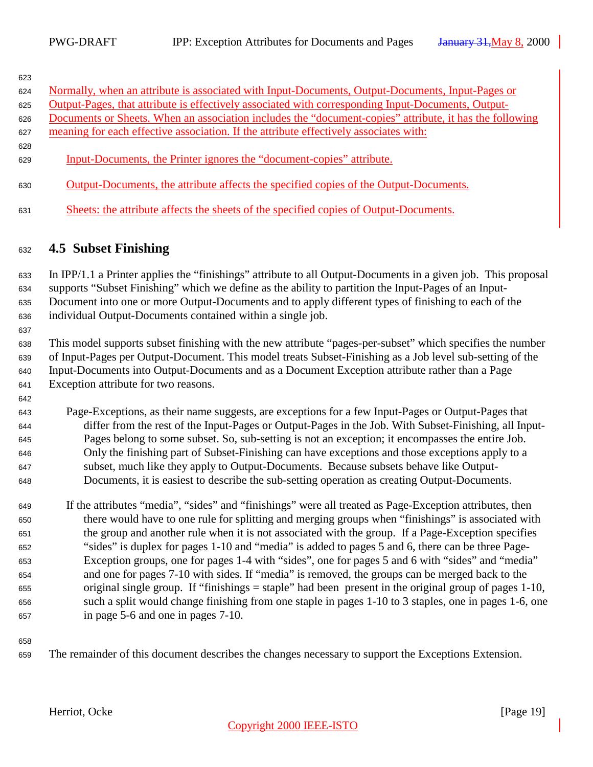Normally, when an attribute is associated with Input-Documents, Output-Documents, Input-Pages or Output-Pages, that attribute is effectively associated with corresponding Input-Documents, Output-Documents or Sheets. When an association includes the "document-copies" attribute, it has the following meaning for each effective association. If the attribute effectively associates with:

Input-Documents, the Printer ignores the "document-copies" attribute.

Output-Documents, the attribute affects the specified copies of the Output-Documents.

Sheets: the attribute affects the sheets of the specified copies of Output-Documents.

## 4.5 Subset Finishing

In IPP/1.1 a Printer applies the "finishings" attribute to all Output-Documents in a given job. This proposal supports "Subset Finishing" which we define as the ability to partition the Input-Pages of an Input-Document into one or more Output-Documents and to apply different types of finishing to each of the individual Output-Documents contained within a single job.

This model supports subset finishing with the new attribute "pages-per-subset" which specifies the number of Input-Pages per Output-Document. This model treats Subset-Finishing as a Job level sub-setting of the Input-Documents into Output-Documents and as a Document Exception attribute rather than a Page Exception attribute for two reasons.

Page-Exceptions, as their name suggests, are exceptions for a few Input-Pages or Output-Pages that differ from the rest of the Input-Pages or Output-Pages in the Job. With Subset-Finishing, all Input-Pages belong to some subset. So, sub-setting is not an exception; it encompasses the entire Job. Only the finishing part of Subset-Finishing can have exceptions and those exceptions apply to a subset, much like they apply to Output-Documents. Because subsets behave like Output-Documents, it is easiest to describe the sub-setting operation as creating Output-Documents.

If the attributes "media", "sides" and "finishings" were all treated as Page-Exception attributes, then there would have to one rule for splitting and merging groups when "finishings" is associated with the group and another rule when it is not associated with the group. If a Page-Exception specifies "sides" is duplex for pages 1-10 and "media" is added to pages 5 and 6, there can be three Page-Exception groups, one for pages 1-4 with "sides", one for pages 5 and 6 with "sides" and "media" and one for pages 7-10 with sides. If "media" is removed, the groups can be merged back to the original single group. If "finishings = staple" had been present in the original group of pages 1-10, such a split would change finishing from one staple in pages 1-10 to 3 staples, one in pages 1-6, one in page 5-6 and one in pages 7-10.

The remainder of this document describes the changes necessary to support the Exceptions Extension.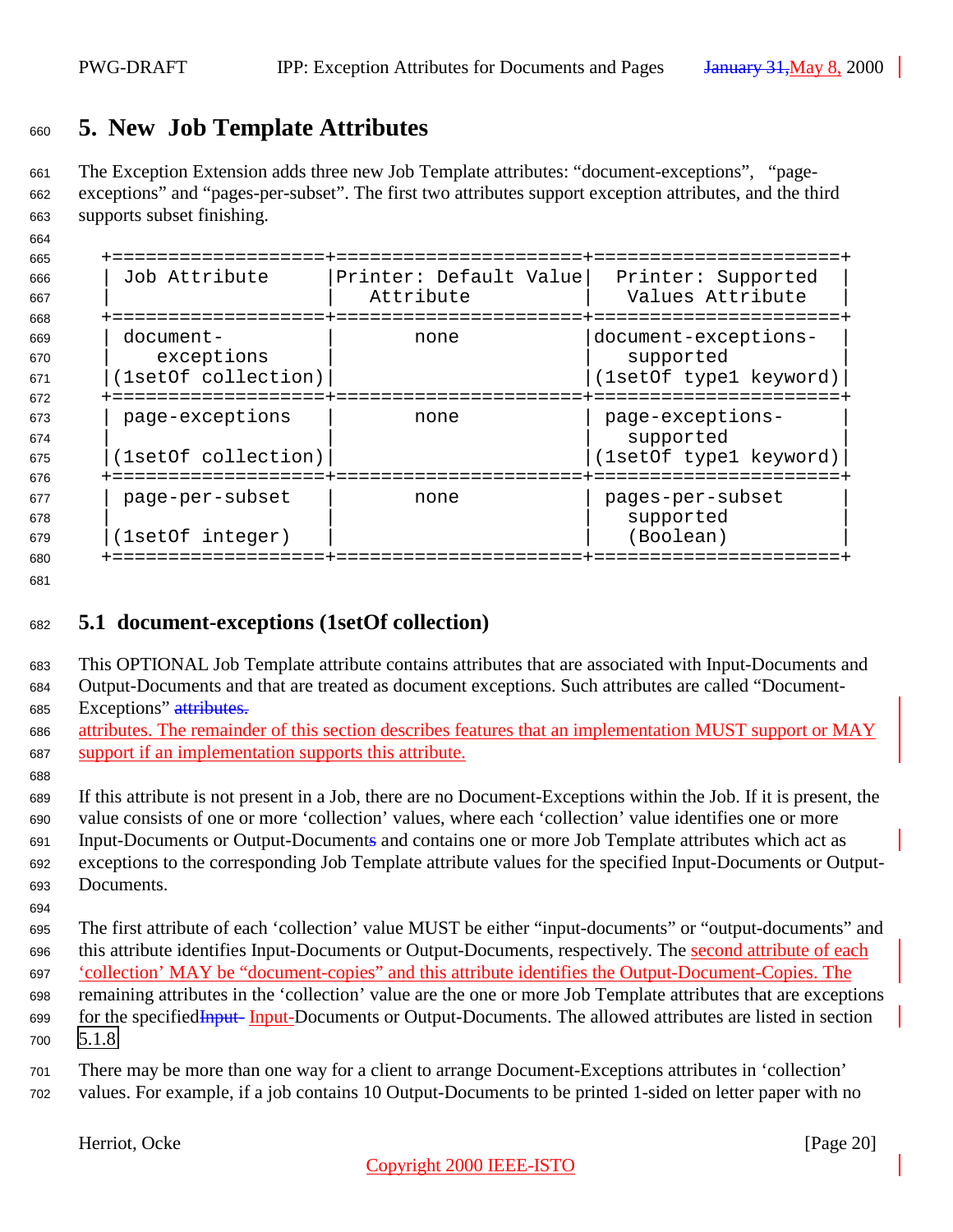# 5. New Job Template Attributes

The Exception Extension adds three new Job Template attributes: "document-exceptions", "page-exceptions" and "pages-per-subset". The first two attributes support exception attributes, and the third supports subset finishing.

| Job Attribute | Printer: Default Value Attribute | Printer: Supported Values Attribute |
|---|---|---|
| document-exceptions (1setOf collection) | none | document-exceptions-supported (1setOf type1 keyword) |
| page-exceptions (1setOf collection) | none | page-exceptions-supported (1setOf type1 keyword) |
| page-per-subset (1setOf integer) | none | pages-per-subset supported (Boolean) |

## 5.1 document-exceptions (1setOf collection)

This OPTIONAL Job Template attribute contains attributes that are associated with Input-Documents and Output-Documents and that are treated as document exceptions. Such attributes are called "Document-Exceptions" ~~attributes.~~
attributes. The remainder of this section describes features that an implementation MUST support or MAY support if an implementation supports this attribute.

If this attribute is not present in a Job, there are no Document-Exceptions within the Job. If it is present, the value consists of one or more 'collection' values, where each 'collection' value identifies one or more Input-Documents or Output-Documents and contains one or more Job Template attributes which act as exceptions to the corresponding Job Template attribute values for the specified Input-Documents or Output-Documents.

The first attribute of each 'collection' value MUST be either "input-documents" or "output-documents" and this attribute identifies Input-Documents or Output-Documents, respectively. The second attribute of each 'collection' MAY be "document-copies" and this attribute identifies the Output-Document-Copies. The remaining attributes in the 'collection' value are the one or more Job Template attributes that are exceptions for the specified~~Input-~~ Input-Documents or Output-Documents. The allowed attributes are listed in section 5.1.8

There may be more than one way for a client to arrange Document-Exceptions attributes in 'collection' values. For example, if a job contains 10 Output-Documents to be printed 1-sided on letter paper with no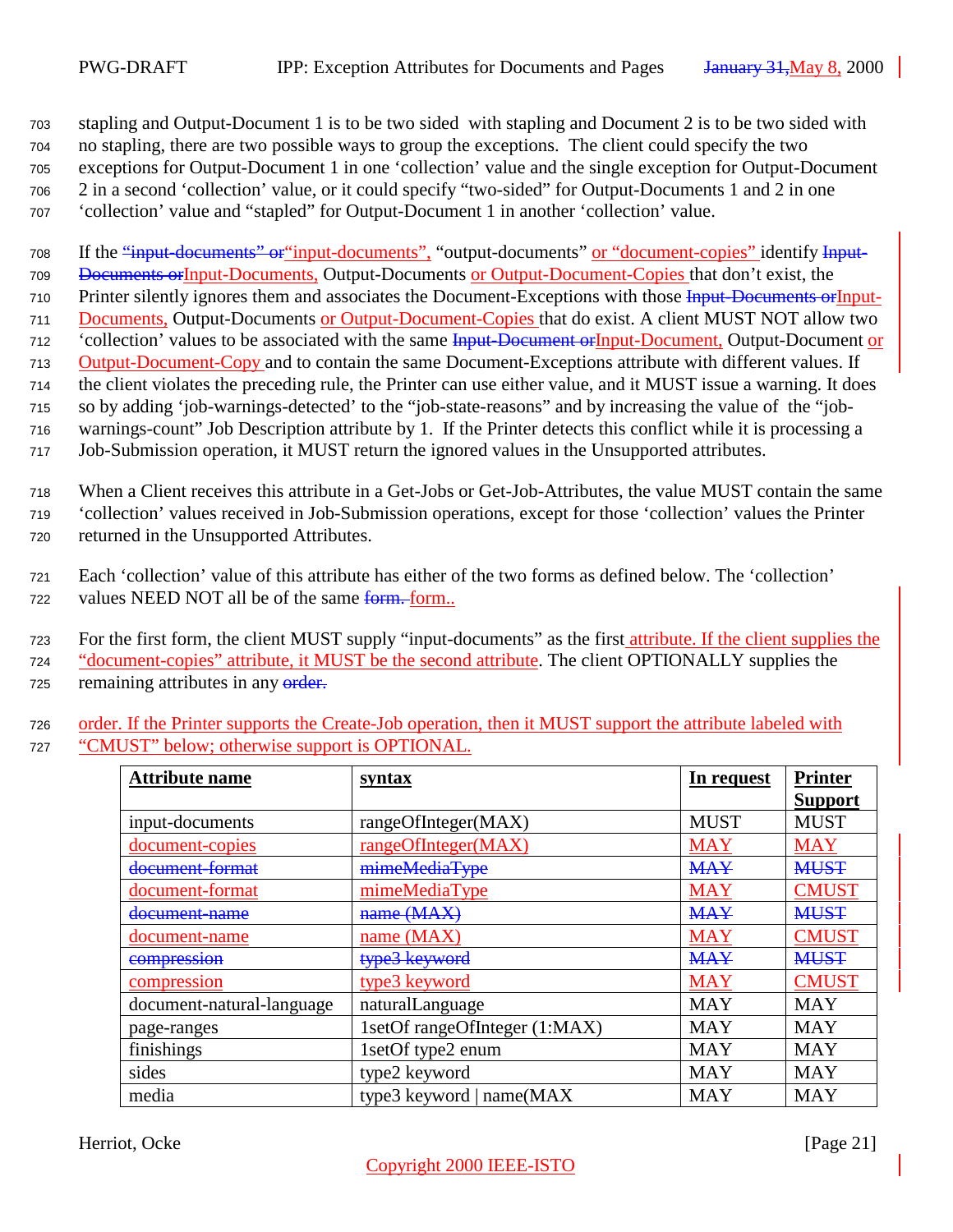stapling and Output-Document 1 is to be two sided with stapling and Document 2 is to be two sided with no stapling, there are two possible ways to group the exceptions. The client could specify the two exceptions for Output-Document 1 in one 'collection' value and the single exception for Output-Document 2 in a second 'collection' value, or it could specify "two-sided" for Output-Documents 1 and 2 in one 'collection' value and "stapled" for Output-Document 1 in another 'collection' value.

If the ~~"input-documents" or~~"input-documents", "output-documents" or "document-copies" identify ~~Input-Documents or~~Input-Documents, Output-Documents or Output-Document-Copies that don't exist, the Printer silently ignores them and associates the Document-Exceptions with those ~~Input-Documents or~~Input-Documents, Output-Documents or Output-Document-Copies that do exist. A client MUST NOT allow two 'collection' values to be associated with the same ~~Input-Document or~~Input-Document, Output-Document or Output-Document-Copy and to contain the same Document-Exceptions attribute with different values. If the client violates the preceding rule, the Printer can use either value, and it MUST issue a warning. It does so by adding 'job-warnings-detected' to the "job-state-reasons" and by increasing the value of the "job-warnings-count" Job Description attribute by 1. If the Printer detects this conflict while it is processing a Job-Submission operation, it MUST return the ignored values in the Unsupported attributes.

When a Client receives this attribute in a Get-Jobs or Get-Job-Attributes, the value MUST contain the same 'collection' values received in Job-Submission operations, except for those 'collection' values the Printer returned in the Unsupported Attributes.

Each 'collection' value of this attribute has either of the two forms as defined below. The 'collection' values NEED NOT all be of the same ~~form.~~ form..

For the first form, the client MUST supply "input-documents" as the first attribute. If the client supplies the "document-copies" attribute, it MUST be the second attribute. The client OPTIONALLY supplies the remaining attributes in any ~~order.~~

order. If the Printer supports the Create-Job operation, then it MUST support the attribute labeled with "CMUST" below; otherwise support is OPTIONAL.

| **Attribute name** | **syntax** | **In request** | **Printer Support** |
|---|---|---|---|
| input-documents | rangeOfInteger(MAX) | MUST | MUST |
| document-copies | rangeOfInteger(MAX) | MAY | MAY |
| ~~document-format~~ | ~~mimeMediaType~~ | ~~MAY~~ | ~~MUST~~ |
| document-format | mimeMediaType | MAY | CMUST |
| ~~document-name~~ | ~~name (MAX)~~ | ~~MAY~~ | ~~MUST~~ |
| document-name | name (MAX) | MAY | CMUST |
| ~~compression~~ | ~~type3 keyword~~ | ~~MAY~~ | ~~MUST~~ |
| compression | type3 keyword | MAY | CMUST |
| document-natural-language | naturalLanguage | MAY | MAY |
| page-ranges | 1setOf rangeOfInteger (1:MAX) | MAY | MAY |
| finishings | 1setOf type2 enum | MAY | MAY |
| sides | type2 keyword | MAY | MAY |
| media | type3 keyword \| name(MAX | MAY | MAY |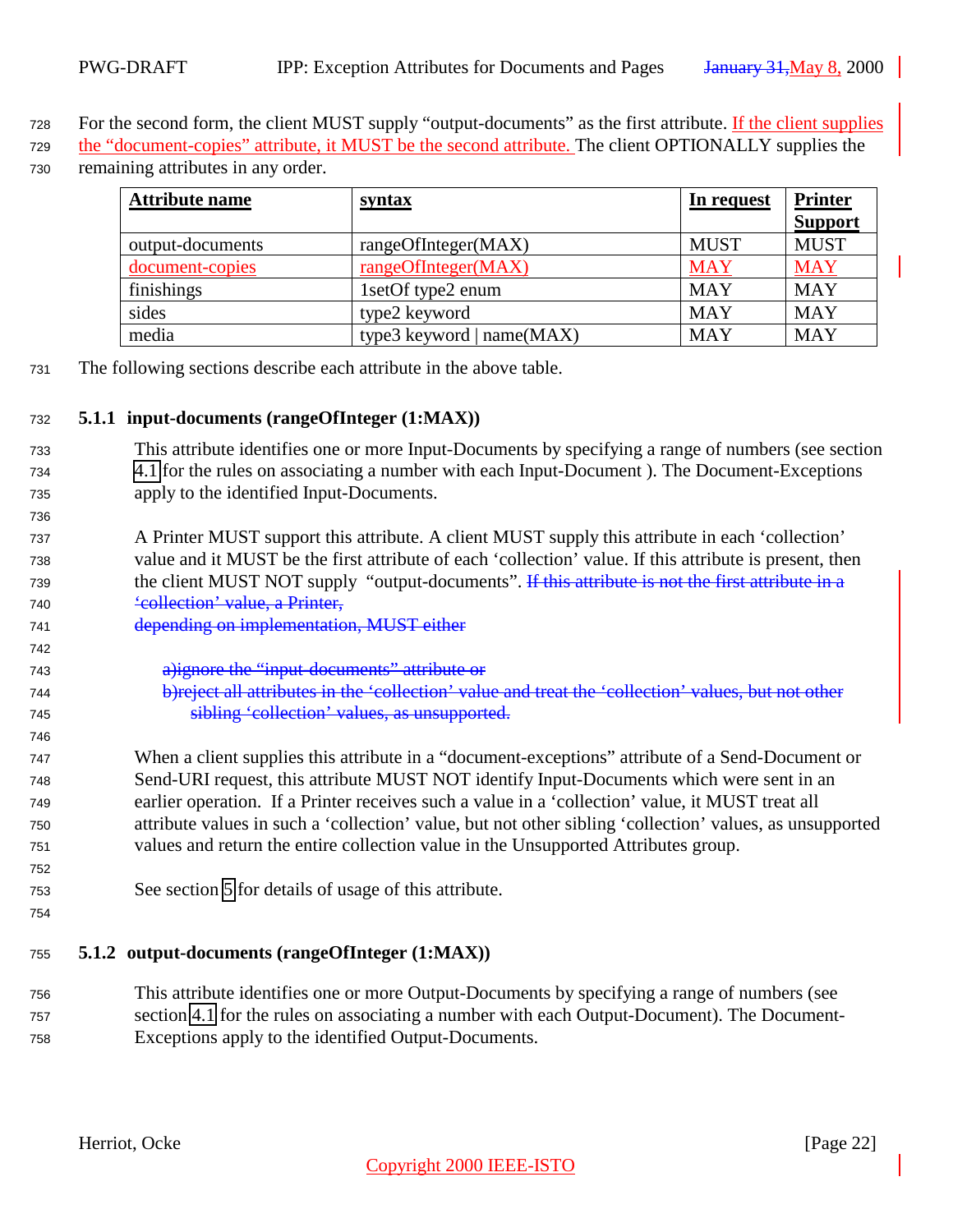For the second form, the client MUST supply "output-documents" as the first attribute. If the client supplies the "document-copies" attribute, it MUST be the second attribute. The client OPTIONALLY supplies the remaining attributes in any order.

| Attribute name | syntax | In request | Printer Support |
|---|---|---|---|
| output-documents | rangeOfInteger(MAX) | MUST | MUST |
| document-copies | rangeOfInteger(MAX) | MAY | MAY |
| finishings | 1setOf type2 enum | MAY | MAY |
| sides | type2 keyword | MAY | MAY |
| media | type3 keyword \| name(MAX) | MAY | MAY |

The following sections describe each attribute in the above table.

### 5.1.1 input-documents (rangeOfInteger (1:MAX))

This attribute identifies one or more Input-Documents by specifying a range of numbers (see section 4.1 for the rules on associating a number with each Input-Document ). The Document-Exceptions apply to the identified Input-Documents.

A Printer MUST support this attribute. A client MUST supply this attribute in each 'collection' value and it MUST be the first attribute of each 'collection' value. If this attribute is present, then the client MUST NOT supply "output-documents". ~~If this attribute is not the first attribute in a 'collection' value, a Printer, depending on implementation, MUST either~~

~~a) ignore the "input-documents" attribute or~~

~~b) reject all attributes in the 'collection' value and treat the 'collection' values, but not other sibling 'collection' values, as unsupported.~~

When a client supplies this attribute in a "document-exceptions" attribute of a Send-Document or Send-URI request, this attribute MUST NOT identify Input-Documents which were sent in an earlier operation. If a Printer receives such a value in a 'collection' value, it MUST treat all attribute values in such a 'collection' value, but not other sibling 'collection' values, as unsupported values and return the entire collection value in the Unsupported Attributes group.

See section 5 for details of usage of this attribute.

### 5.1.2 output-documents (rangeOfInteger (1:MAX))

This attribute identifies one or more Output-Documents by specifying a range of numbers (see section 4.1 for the rules on associating a number with each Output-Document). The Document-Exceptions apply to the identified Output-Documents.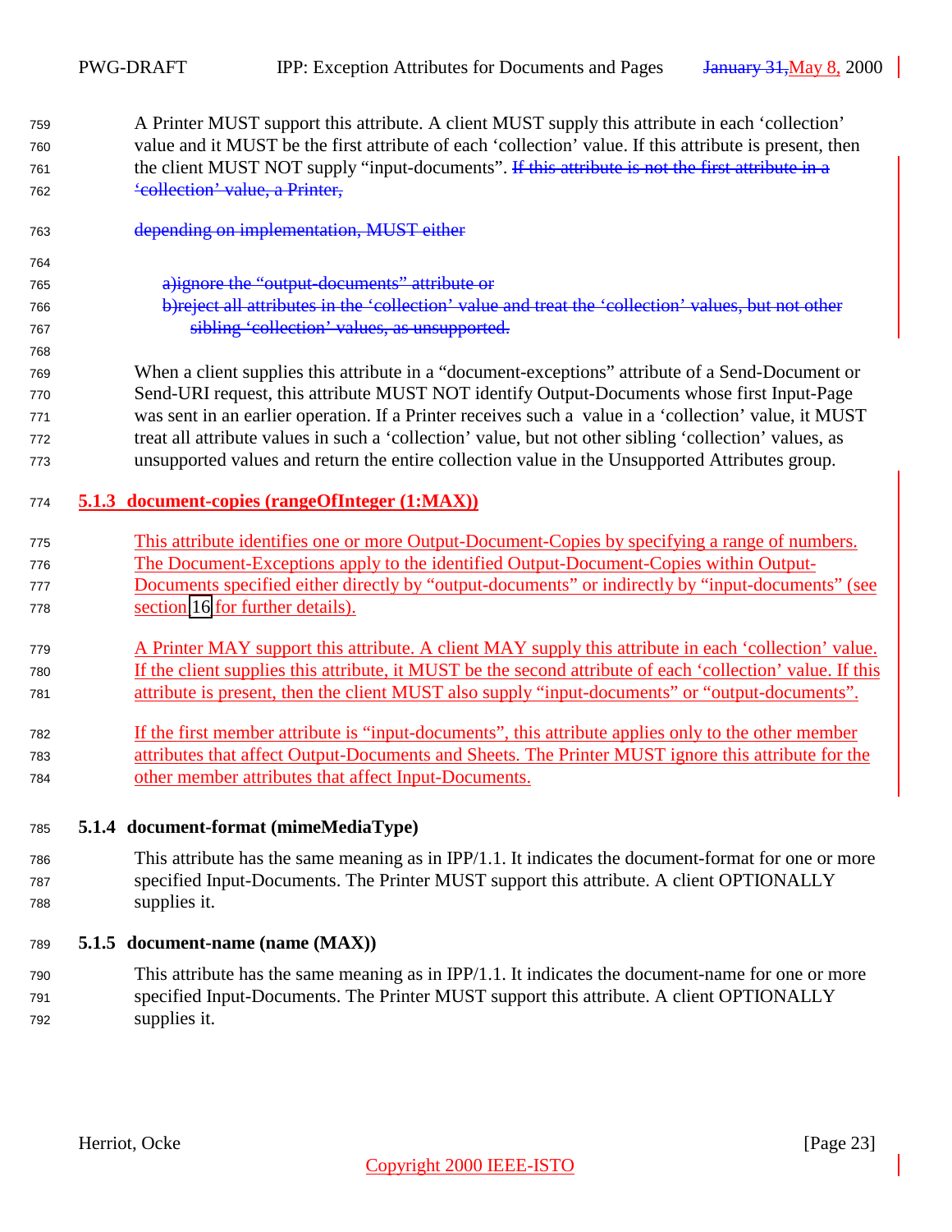A Printer MUST support this attribute. A client MUST supply this attribute in each ‘collection’ value and it MUST be the first attribute of each ‘collection’ value. If this attribute is present, then the client MUST NOT supply “input-documents”. ~~If this attribute is not the first attribute in a ‘collection’ value, a Printer,~~

~~depending on implementation, MUST either~~

~~a)ignore the “output-documents” attribute or~~
~~b)reject all attributes in the ‘collection’ value and treat the ‘collection’ values, but not other sibling ‘collection’ values, as unsupported.~~

When a client supplies this attribute in a “document-exceptions” attribute of a Send-Document or Send-URI request, this attribute MUST NOT identify Output-Documents whose first Input-Page was sent in an earlier operation. If a Printer receives such a value in a ‘collection’ value, it MUST treat all attribute values in such a ‘collection’ value, but not other sibling ‘collection’ values, as unsupported values and return the entire collection value in the Unsupported Attributes group.

### 5.1.3 document-copies (rangeOfInteger (1:MAX))

This attribute identifies one or more Output-Document-Copies by specifying a range of numbers. The Document-Exceptions apply to the identified Output-Document-Copies within Output-Documents specified either directly by “output-documents” or indirectly by “input-documents” (see section 16 for further details).

A Printer MAY support this attribute. A client MAY supply this attribute in each ‘collection’ value. If the client supplies this attribute, it MUST be the second attribute of each ‘collection’ value. If this attribute is present, then the client MUST also supply “input-documents” or “output-documents”.

If the first member attribute is “input-documents”, this attribute applies only to the other member attributes that affect Output-Documents and Sheets. The Printer MUST ignore this attribute for the other member attributes that affect Input-Documents.

### 5.1.4 document-format (mimeMediaType)

This attribute has the same meaning as in IPP/1.1. It indicates the document-format for one or more specified Input-Documents. The Printer MUST support this attribute. A client OPTIONALLY supplies it.

### 5.1.5 document-name (name (MAX))

This attribute has the same meaning as in IPP/1.1. It indicates the document-name for one or more specified Input-Documents. The Printer MUST support this attribute. A client OPTIONALLY supplies it.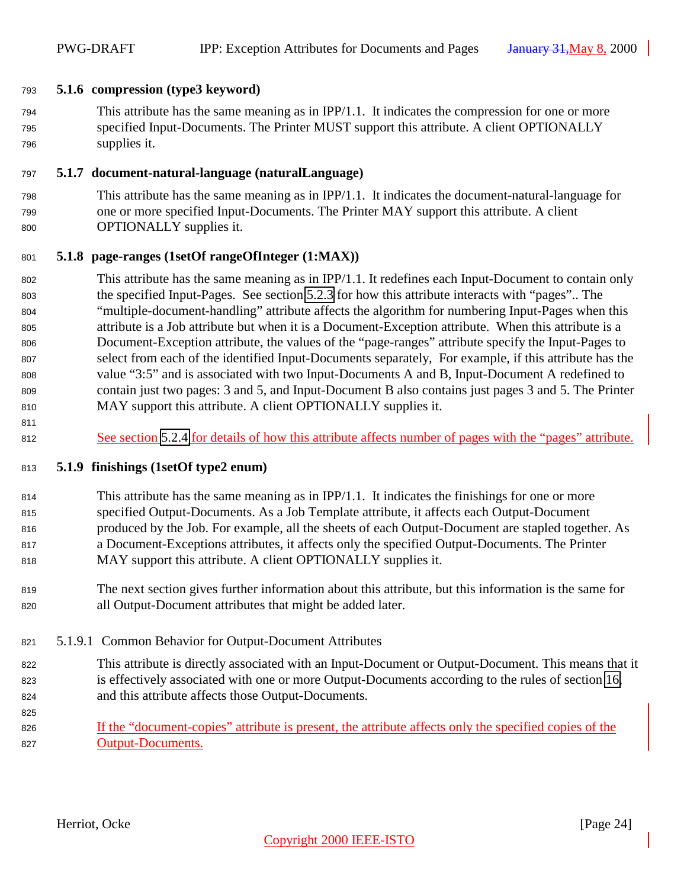### 5.1.6 compression (type3 keyword)

This attribute has the same meaning as in IPP/1.1. It indicates the compression for one or more specified Input-Documents. The Printer MUST support this attribute. A client OPTIONALLY supplies it.

### 5.1.7 document-natural-language (naturalLanguage)

This attribute has the same meaning as in IPP/1.1. It indicates the document-natural-language for one or more specified Input-Documents. The Printer MAY support this attribute. A client OPTIONALLY supplies it.

### 5.1.8 page-ranges (1setOf rangeOfInteger (1:MAX))

This attribute has the same meaning as in IPP/1.1. It redefines each Input-Document to contain only the specified Input-Pages. See section 5.2.3 for how this attribute interacts with "pages".. The "multiple-document-handling" attribute affects the algorithm for numbering Input-Pages when this attribute is a Job attribute but when it is a Document-Exception attribute. When this attribute is a Document-Exception attribute, the values of the "page-ranges" attribute specify the Input-Pages to select from each of the identified Input-Documents separately, For example, if this attribute has the value "3:5" and is associated with two Input-Documents A and B, Input-Document A redefined to contain just two pages: 3 and 5, and Input-Document B also contains just pages 3 and 5. The Printer MAY support this attribute. A client OPTIONALLY supplies it.

See section 5.2.4 for details of how this attribute affects number of pages with the "pages" attribute.

### 5.1.9 finishings (1setOf type2 enum)

This attribute has the same meaning as in IPP/1.1. It indicates the finishings for one or more specified Output-Documents. As a Job Template attribute, it affects each Output-Document produced by the Job. For example, all the sheets of each Output-Document are stapled together. As a Document-Exceptions attributes, it affects only the specified Output-Documents. The Printer MAY support this attribute. A client OPTIONALLY supplies it.

The next section gives further information about this attribute, but this information is the same for all Output-Document attributes that might be added later.

#### 5.1.9.1 Common Behavior for Output-Document Attributes

This attribute is directly associated with an Input-Document or Output-Document. This means that it is effectively associated with one or more Output-Documents according to the rules of section 16, and this attribute affects those Output-Documents.

If the "document-copies" attribute is present, the attribute affects only the specified copies of the Output-Documents.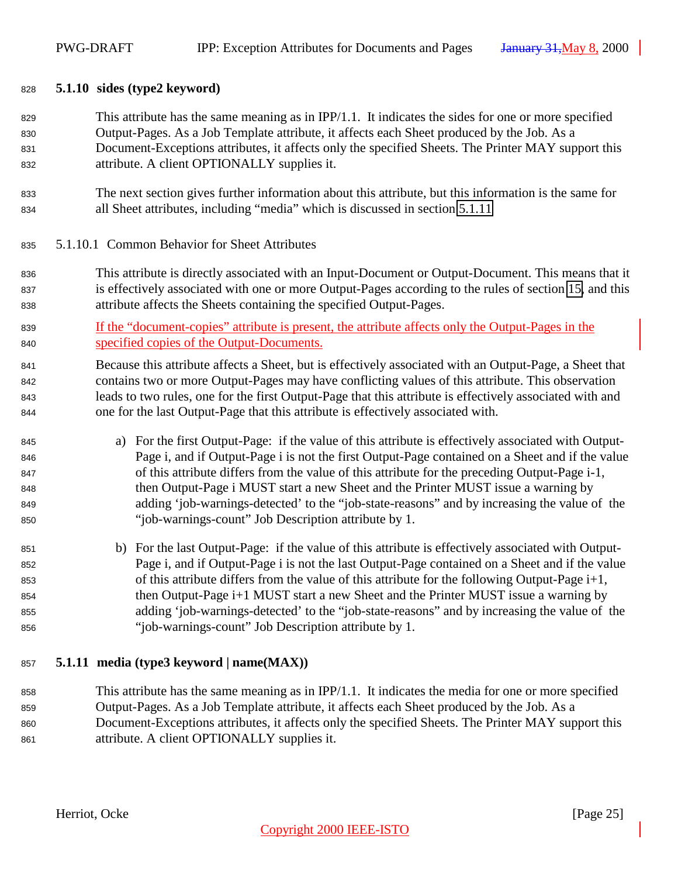### 5.1.10 sides (type2 keyword)

This attribute has the same meaning as in IPP/1.1. It indicates the sides for one or more specified Output-Pages. As a Job Template attribute, it affects each Sheet produced by the Job. As a Document-Exceptions attributes, it affects only the specified Sheets. The Printer MAY support this attribute. A client OPTIONALLY supplies it.

The next section gives further information about this attribute, but this information is the same for all Sheet attributes, including "media" which is discussed in section 5.1.11

#### 5.1.10.1 Common Behavior for Sheet Attributes

This attribute is directly associated with an Input-Document or Output-Document. This means that it is effectively associated with one or more Output-Pages according to the rules of section 15, and this attribute affects the Sheets containing the specified Output-Pages.

If the "document-copies" attribute is present, the attribute affects only the Output-Pages in the specified copies of the Output-Documents.

Because this attribute affects a Sheet, but is effectively associated with an Output-Page, a Sheet that contains two or more Output-Pages may have conflicting values of this attribute. This observation leads to two rules, one for the first Output-Page that this attribute is effectively associated with and one for the last Output-Page that this attribute is effectively associated with.

a) For the first Output-Page: if the value of this attribute is effectively associated with Output-Page i, and if Output-Page i is not the first Output-Page contained on a Sheet and if the value of this attribute differs from the value of this attribute for the preceding Output-Page i-1, then Output-Page i MUST start a new Sheet and the Printer MUST issue a warning by adding 'job-warnings-detected' to the "job-state-reasons" and by increasing the value of the "job-warnings-count" Job Description attribute by 1.

b) For the last Output-Page: if the value of this attribute is effectively associated with Output-Page i, and if Output-Page i is not the last Output-Page contained on a Sheet and if the value of this attribute differs from the value of this attribute for the following Output-Page i+1, then Output-Page i+1 MUST start a new Sheet and the Printer MUST issue a warning by adding 'job-warnings-detected' to the "job-state-reasons" and by increasing the value of the "job-warnings-count" Job Description attribute by 1.

### 5.1.11 media (type3 keyword | name(MAX))

This attribute has the same meaning as in IPP/1.1. It indicates the media for one or more specified Output-Pages. As a Job Template attribute, it affects each Sheet produced by the Job. As a Document-Exceptions attributes, it affects only the specified Sheets. The Printer MAY support this attribute. A client OPTIONALLY supplies it.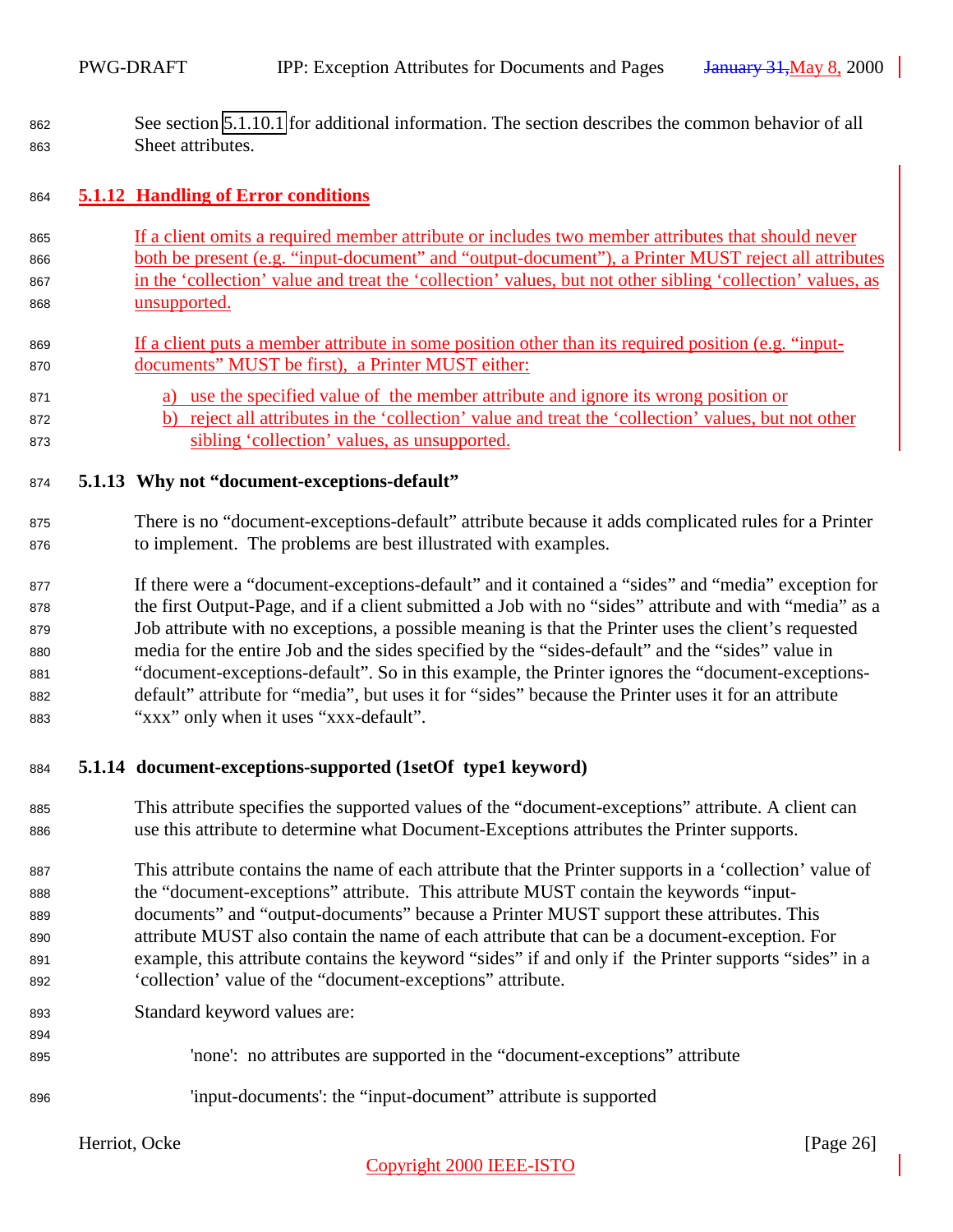See section 5.1.10.1 for additional information. The section describes the common behavior of all Sheet attributes.

### 5.1.12 Handling of Error conditions

If a client omits a required member attribute or includes two member attributes that should never both be present (e.g. “input-document” and “output-document”), a Printer MUST reject all attributes in the ‘collection’ value and treat the ‘collection’ values, but not other sibling ‘collection’ values, as unsupported.

If a client puts a member attribute in some position other than its required position (e.g. “input-documents” MUST be first), a Printer MUST either:

a) use the specified value of the member attribute and ignore its wrong position or
b) reject all attributes in the ‘collection’ value and treat the ‘collection’ values, but not other sibling ‘collection’ values, as unsupported.

### 5.1.13 Why not “document-exceptions-default”

There is no “document-exceptions-default” attribute because it adds complicated rules for a Printer to implement. The problems are best illustrated with examples.

If there were a “document-exceptions-default” and it contained a “sides” and “media” exception for the first Output-Page, and if a client submitted a Job with no “sides” attribute and with “media” as a Job attribute with no exceptions, a possible meaning is that the Printer uses the client’s requested media for the entire Job and the sides specified by the “sides-default” and the “sides” value in “document-exceptions-default”. So in this example, the Printer ignores the “document-exceptions-default” attribute for “media”, but uses it for “sides” because the Printer uses it for an attribute “xxx” only when it uses “xxx-default”.

### 5.1.14 document-exceptions-supported (1setOf type1 keyword)

This attribute specifies the supported values of the “document-exceptions” attribute. A client can use this attribute to determine what Document-Exceptions attributes the Printer supports.

This attribute contains the name of each attribute that the Printer supports in a ‘collection’ value of the “document-exceptions” attribute. This attribute MUST contain the keywords “input-documents” and “output-documents” because a Printer MUST support these attributes. This attribute MUST also contain the name of each attribute that can be a document-exception. For example, this attribute contains the keyword “sides” if and only if the Printer supports “sides” in a ‘collection’ value of the “document-exceptions” attribute.

Standard keyword values are:

'none': no attributes are supported in the “document-exceptions” attribute

'input-documents': the “input-document” attribute is supported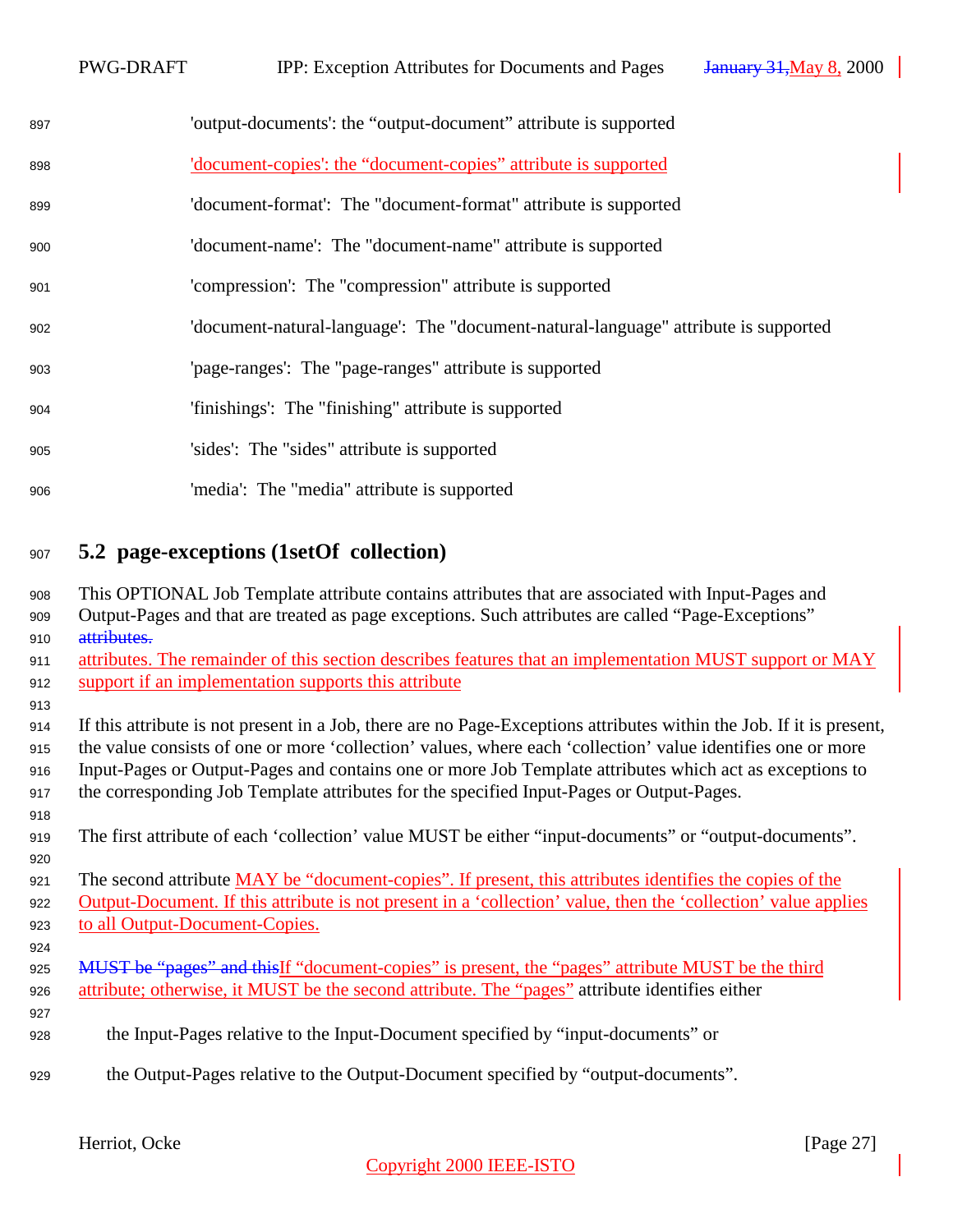'output-documents': the "output-document" attribute is supported

'document-copies': the "document-copies" attribute is supported

'document-format': The "document-format" attribute is supported

'document-name': The "document-name" attribute is supported

'compression': The "compression" attribute is supported

'document-natural-language': The "document-natural-language" attribute is supported

'page-ranges': The "page-ranges" attribute is supported

'finishings': The "finishing" attribute is supported

'sides': The "sides" attribute is supported

'media': The "media" attribute is supported

## 5.2 page-exceptions (1setOf collection)

This OPTIONAL Job Template attribute contains attributes that are associated with Input-Pages and Output-Pages and that are treated as page exceptions. Such attributes are called "Page-Exceptions" ~~attributes.~~ attributes. The remainder of this section describes features that an implementation MUST support or MAY support if an implementation supports this attribute

If this attribute is not present in a Job, there are no Page-Exceptions attributes within the Job. If it is present, the value consists of one or more 'collection' values, where each 'collection' value identifies one or more Input-Pages or Output-Pages and contains one or more Job Template attributes which act as exceptions to the corresponding Job Template attributes for the specified Input-Pages or Output-Pages.

The first attribute of each 'collection' value MUST be either "input-documents" or "output-documents".

The second attribute MAY be "document-copies". If present, this attributes identifies the copies of the Output-Document. If this attribute is not present in a 'collection' value, then the 'collection' value applies to all Output-Document-Copies.

~~MUST be "pages" and this~~If "document-copies" is present, the "pages" attribute MUST be the third attribute; otherwise, it MUST be the second attribute. The "pages" attribute identifies either

the Input-Pages relative to the Input-Document specified by "input-documents" or

the Output-Pages relative to the Output-Document specified by "output-documents".

Copyright 2000 IEEE-ISTO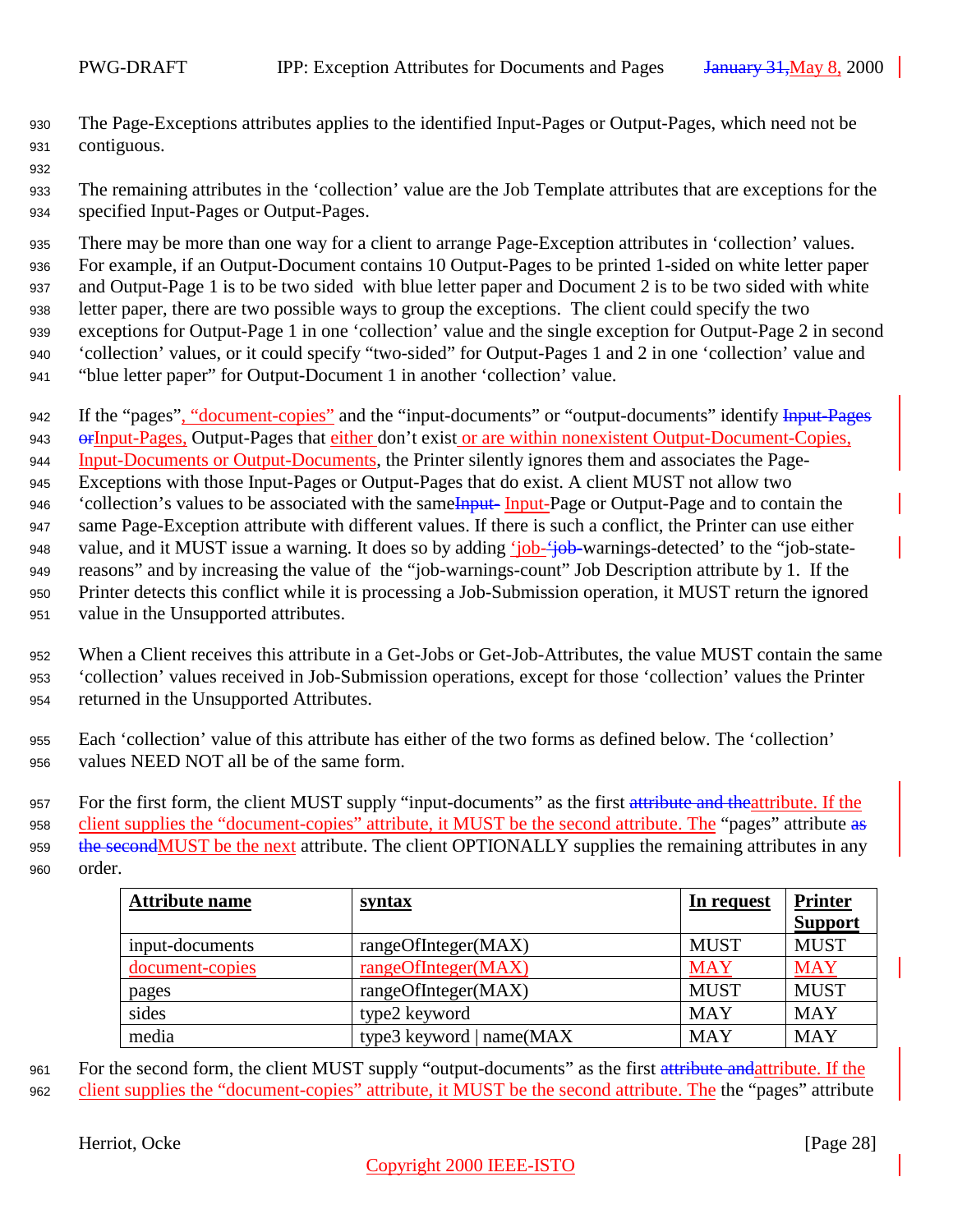The Page-Exceptions attributes applies to the identified Input-Pages or Output-Pages, which need not be contiguous.

The remaining attributes in the 'collection' value are the Job Template attributes that are exceptions for the specified Input-Pages or Output-Pages.

There may be more than one way for a client to arrange Page-Exception attributes in 'collection' values. For example, if an Output-Document contains 10 Output-Pages to be printed 1-sided on white letter paper and Output-Page 1 is to be two sided with blue letter paper and Document 2 is to be two sided with white letter paper, there are two possible ways to group the exceptions. The client could specify the two exceptions for Output-Page 1 in one 'collection' value and the single exception for Output-Page 2 in second 'collection' values, or it could specify "two-sided" for Output-Pages 1 and 2 in one 'collection' value and "blue letter paper" for Output-Document 1 in another 'collection' value.

If the "pages", "document-copies" and the "input-documents" or "output-documents" identify ~~Input-Pages or~~Input-Pages, Output-Pages that either don't exist or are within nonexistent Output-Document-Copies, Input-Documents or Output-Documents, the Printer silently ignores them and associates the Page-Exceptions with those Input-Pages or Output-Pages that do exist. A client MUST not allow two 'collection's values to be associated with the same~~Input-~~ Input-Page or Output-Page and to contain the same Page-Exception attribute with different values. If there is such a conflict, the Printer can use either value, and it MUST issue a warning. It does so by adding 'job-~~'job-~~warnings-detected' to the "job-state-reasons" and by increasing the value of the "job-warnings-count" Job Description attribute by 1. If the Printer detects this conflict while it is processing a Job-Submission operation, it MUST return the ignored value in the Unsupported attributes.

When a Client receives this attribute in a Get-Jobs or Get-Job-Attributes, the value MUST contain the same 'collection' values received in Job-Submission operations, except for those 'collection' values the Printer returned in the Unsupported Attributes.

Each 'collection' value of this attribute has either of the two forms as defined below. The 'collection' values NEED NOT all be of the same form.

For the first form, the client MUST supply "input-documents" as the first ~~attribute and the~~attribute. If the client supplies the "document-copies" attribute, it MUST be the second attribute. The "pages" attribute ~~as the second~~MUST be the next attribute. The client OPTIONALLY supplies the remaining attributes in any order.

| **Attribute name** | **syntax** | **In request** | **Printer Support** |
|---|---|---|---|
| input-documents | rangeOfInteger(MAX) | MUST | MUST |
| document-copies | rangeOfInteger(MAX) | MAY | MAY |
| pages | rangeOfInteger(MAX) | MUST | MUST |
| sides | type2 keyword | MAY | MAY |
| media | type3 keyword \| name(MAX | MAY | MAY |

For the second form, the client MUST supply "output-documents" as the first ~~attribute and~~attribute. If the client supplies the "document-copies" attribute, it MUST be the second attribute. The the "pages" attribute

Copyright 2000 IEEE-ISTO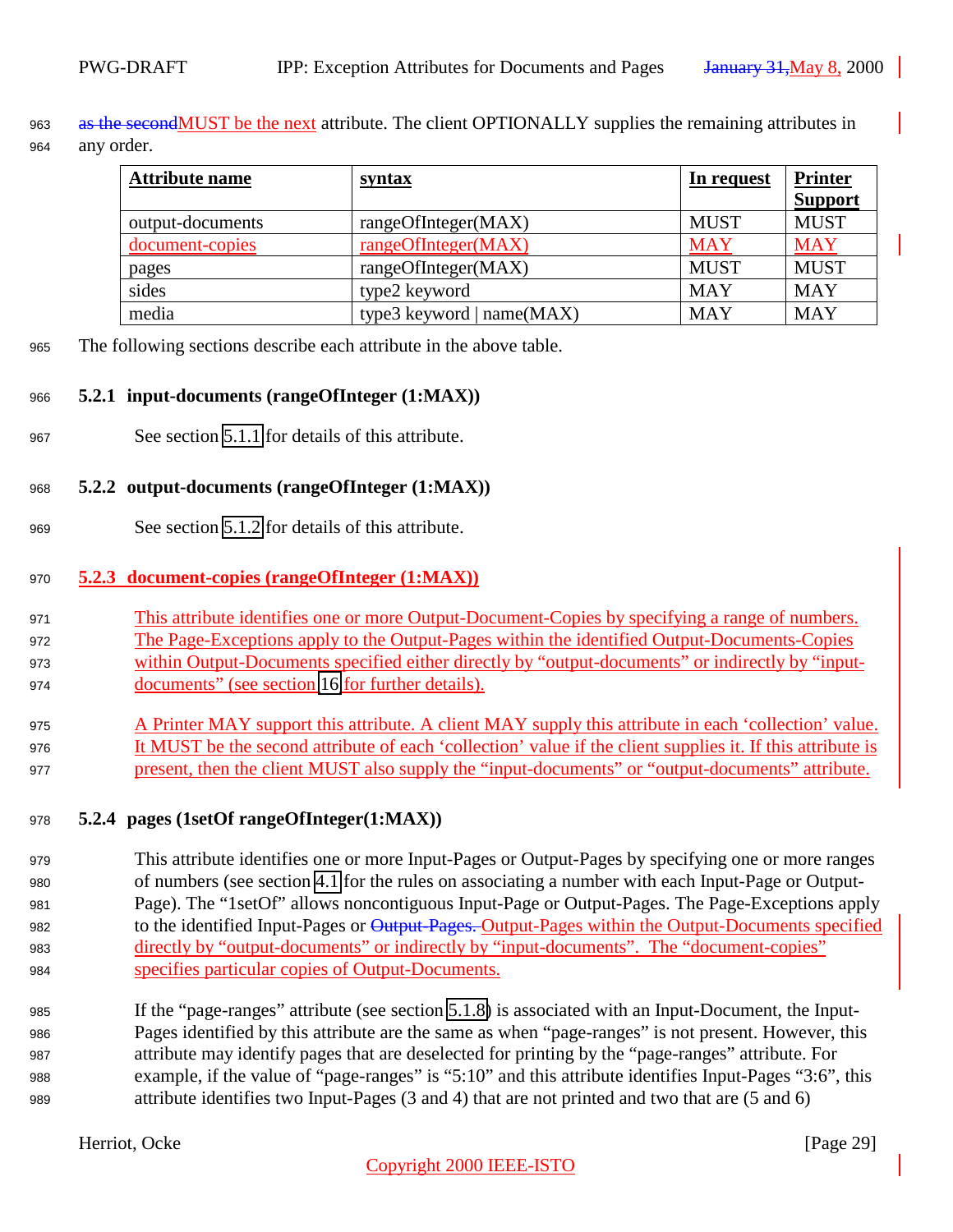as the secondMUST be the next attribute. The client OPTIONALLY supplies the remaining attributes in any order.

| Attribute name | syntax | In request | Printer Support |
|---|---|---|---|
| output-documents | rangeOfInteger(MAX) | MUST | MUST |
| document-copies | rangeOfInteger(MAX) | MAY | MAY |
| pages | rangeOfInteger(MAX) | MUST | MUST |
| sides | type2 keyword | MAY | MAY |
| media | type3 keyword \| name(MAX) | MAY | MAY |

The following sections describe each attribute in the above table.

### 5.2.1 input-documents (rangeOfInteger (1:MAX))

See section 5.1.1 for details of this attribute.

### 5.2.2 output-documents (rangeOfInteger (1:MAX))

See section 5.1.2 for details of this attribute.

### 5.2.3 document-copies (rangeOfInteger (1:MAX))

This attribute identifies one or more Output-Document-Copies by specifying a range of numbers. The Page-Exceptions apply to the Output-Pages within the identified Output-Documents-Copies within Output-Documents specified either directly by "output-documents" or indirectly by "input-documents" (see section 16 for further details).

A Printer MAY support this attribute. A client MAY supply this attribute in each 'collection' value. It MUST be the second attribute of each 'collection' value if the client supplies it. If this attribute is present, then the client MUST also supply the "input-documents" or "output-documents" attribute.

### 5.2.4 pages (1setOf rangeOfInteger(1:MAX))

This attribute identifies one or more Input-Pages or Output-Pages by specifying one or more ranges of numbers (see section 4.1 for the rules on associating a number with each Input-Page or Output-Page). The "1setOf" allows noncontiguous Input-Page or Output-Pages. The Page-Exceptions apply to the identified Input-Pages or Output-Pages. Output-Pages within the Output-Documents specified directly by "output-documents" or indirectly by "input-documents". The "document-copies" specifies particular copies of Output-Documents.

If the "page-ranges" attribute (see section 5.1.8) is associated with an Input-Document, the Input-Pages identified by this attribute are the same as when "page-ranges" is not present. However, this attribute may identify pages that are deselected for printing by the "page-ranges" attribute. For example, if the value of "page-ranges" is "5:10" and this attribute identifies Input-Pages "3:6", this attribute identifies two Input-Pages (3 and 4) that are not printed and two that are (5 and 6)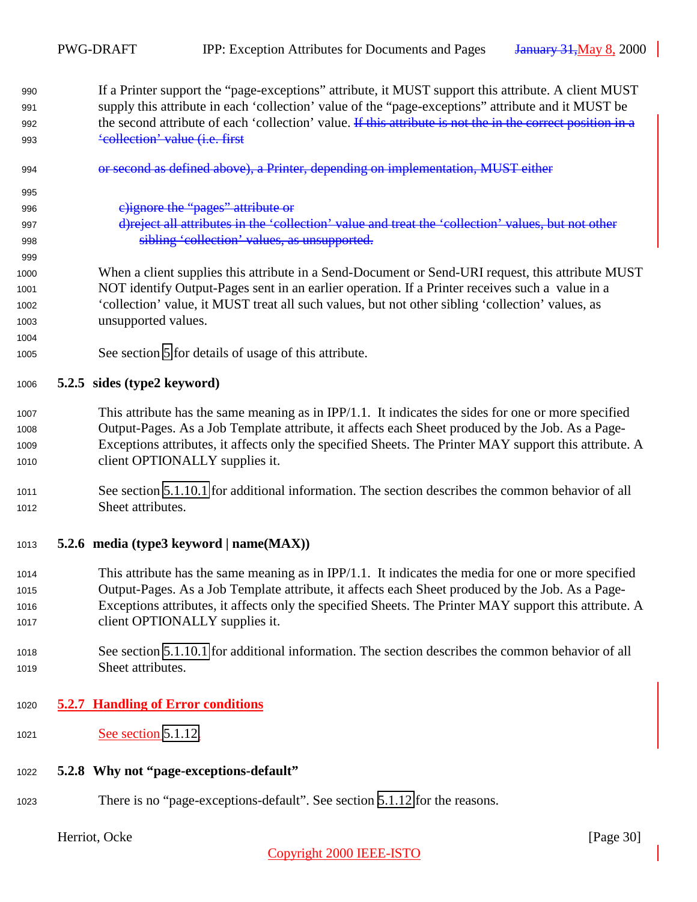If a Printer support the "page-exceptions" attribute, it MUST support this attribute. A client MUST supply this attribute in each 'collection' value of the "page-exceptions" attribute and it MUST be the second attribute of each 'collection' value. ~~If this attribute is not the in the correct position in a 'collection' value (i.e. first~~

~~or second as defined above), a Printer, depending on implementation, MUST either~~

~~c)ignore the "pages" attribute or~~
~~d)reject all attributes in the 'collection' value and treat the 'collection' values, but not other sibling 'collection' values, as unsupported.~~

When a client supplies this attribute in a Send-Document or Send-URI request, this attribute MUST NOT identify Output-Pages sent in an earlier operation. If a Printer receives such a value in a 'collection' value, it MUST treat all such values, but not other sibling 'collection' values, as unsupported values.

See section 5 for details of usage of this attribute.

### 5.2.5 sides (type2 keyword)

This attribute has the same meaning as in IPP/1.1. It indicates the sides for one or more specified Output-Pages. As a Job Template attribute, it affects each Sheet produced by the Job. As a Page-Exceptions attributes, it affects only the specified Sheets. The Printer MAY support this attribute. A client OPTIONALLY supplies it.

See section 5.1.10.1 for additional information. The section describes the common behavior of all Sheet attributes.

### 5.2.6 media (type3 keyword | name(MAX))

This attribute has the same meaning as in IPP/1.1. It indicates the media for one or more specified Output-Pages. As a Job Template attribute, it affects each Sheet produced by the Job. As a Page-Exceptions attributes, it affects only the specified Sheets. The Printer MAY support this attribute. A client OPTIONALLY supplies it.

See section 5.1.10.1 for additional information. The section describes the common behavior of all Sheet attributes.

### 5.2.7 Handling of Error conditions

See section 5.1.12.

### 5.2.8 Why not "page-exceptions-default"

There is no "page-exceptions-default". See section 5.1.12 for the reasons.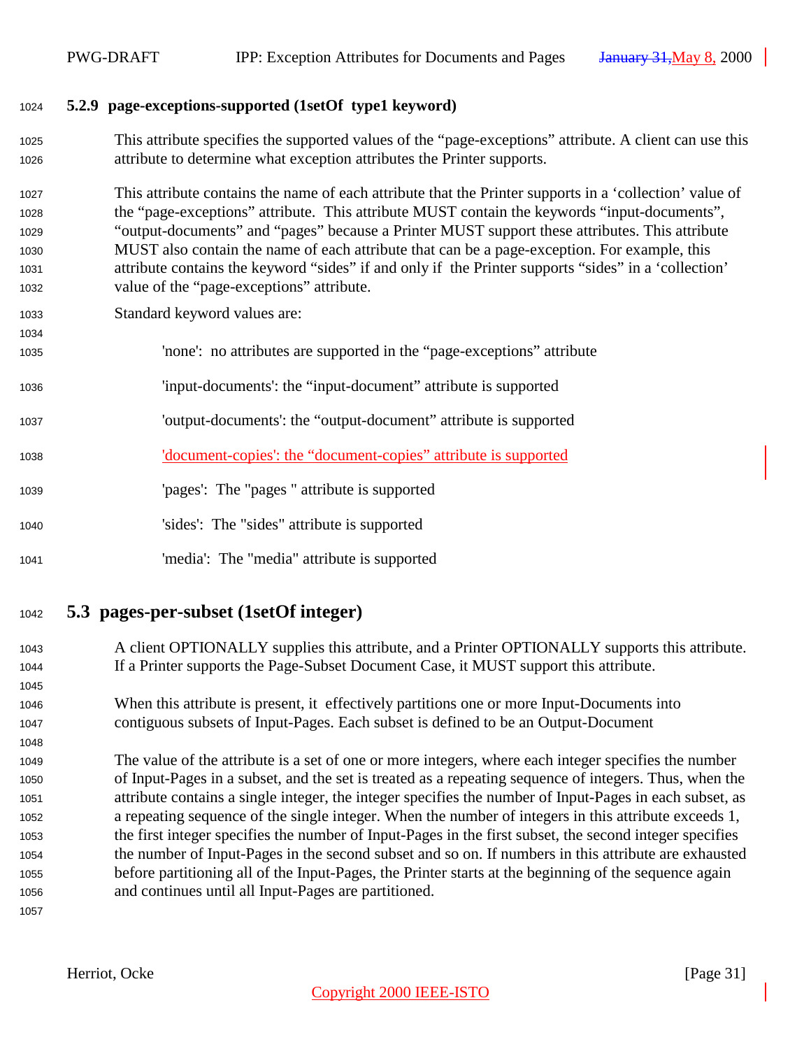#### 5.2.9 page-exceptions-supported (1setOf type1 keyword)

This attribute specifies the supported values of the “page-exceptions” attribute. A client can use this attribute to determine what exception attributes the Printer supports.

This attribute contains the name of each attribute that the Printer supports in a ‘collection’ value of the “page-exceptions” attribute. This attribute MUST contain the keywords “input-documents”, “output-documents” and “pages” because a Printer MUST support these attributes. This attribute MUST also contain the name of each attribute that can be a page-exception. For example, this attribute contains the keyword “sides” if and only if the Printer supports “sides” in a ‘collection’ value of the “page-exceptions” attribute.

Standard keyword values are:

'none': no attributes are supported in the “page-exceptions” attribute

'input-documents': the “input-document” attribute is supported

'output-documents': the “output-document” attribute is supported

'document-copies': the “document-copies” attribute is supported

'pages': The "pages " attribute is supported

'sides': The "sides" attribute is supported

'media': The "media" attribute is supported

## 5.3 pages-per-subset (1setOf integer)

A client OPTIONALLY supplies this attribute, and a Printer OPTIONALLY supports this attribute. If a Printer supports the Page-Subset Document Case, it MUST support this attribute.

When this attribute is present, it effectively partitions one or more Input-Documents into contiguous subsets of Input-Pages. Each subset is defined to be an Output-Document

The value of the attribute is a set of one or more integers, where each integer specifies the number of Input-Pages in a subset, and the set is treated as a repeating sequence of integers. Thus, when the attribute contains a single integer, the integer specifies the number of Input-Pages in each subset, as a repeating sequence of the single integer. When the number of integers in this attribute exceeds 1, the first integer specifies the number of Input-Pages in the first subset, the second integer specifies the number of Input-Pages in the second subset and so on. If numbers in this attribute are exhausted before partitioning all of the Input-Pages, the Printer starts at the beginning of the sequence again and continues until all Input-Pages are partitioned.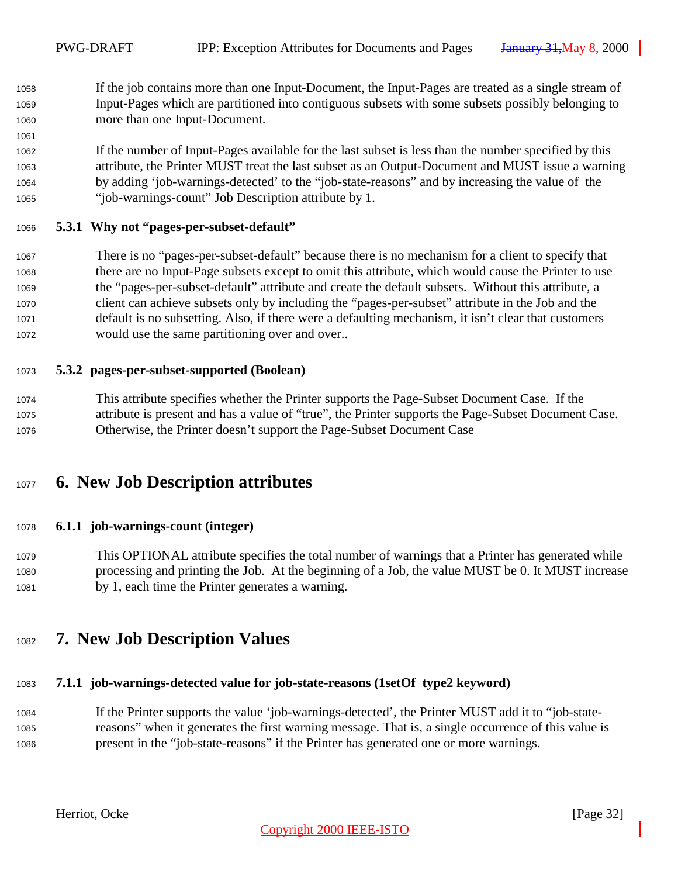If the job contains more than one Input-Document, the Input-Pages are treated as a single stream of Input-Pages which are partitioned into contiguous subsets with some subsets possibly belonging to more than one Input-Document.

If the number of Input-Pages available for the last subset is less than the number specified by this attribute, the Printer MUST treat the last subset as an Output-Document and MUST issue a warning by adding ‘job-warnings-detected’ to the “job-state-reasons” and by increasing the value of the “job-warnings-count” Job Description attribute by 1.

### 5.3.1 Why not “pages-per-subset-default”

There is no “pages-per-subset-default” because there is no mechanism for a client to specify that there are no Input-Page subsets except to omit this attribute, which would cause the Printer to use the “pages-per-subset-default” attribute and create the default subsets. Without this attribute, a client can achieve subsets only by including the “pages-per-subset” attribute in the Job and the default is no subsetting. Also, if there were a defaulting mechanism, it isn’t clear that customers would use the same partitioning over and over..

### 5.3.2 pages-per-subset-supported (Boolean)

This attribute specifies whether the Printer supports the Page-Subset Document Case. If the attribute is present and has a value of “true”, the Printer supports the Page-Subset Document Case. Otherwise, the Printer doesn’t support the Page-Subset Document Case

# 6. New Job Description attributes

### 6.1.1 job-warnings-count (integer)

This OPTIONAL attribute specifies the total number of warnings that a Printer has generated while processing and printing the Job. At the beginning of a Job, the value MUST be 0. It MUST increase by 1, each time the Printer generates a warning.

# 7. New Job Description Values

### 7.1.1 job-warnings-detected value for job-state-reasons (1setOf type2 keyword)

If the Printer supports the value ‘job-warnings-detected’, the Printer MUST add it to “job-state-reasons” when it generates the first warning message. That is, a single occurrence of this value is present in the “job-state-reasons” if the Printer has generated one or more warnings.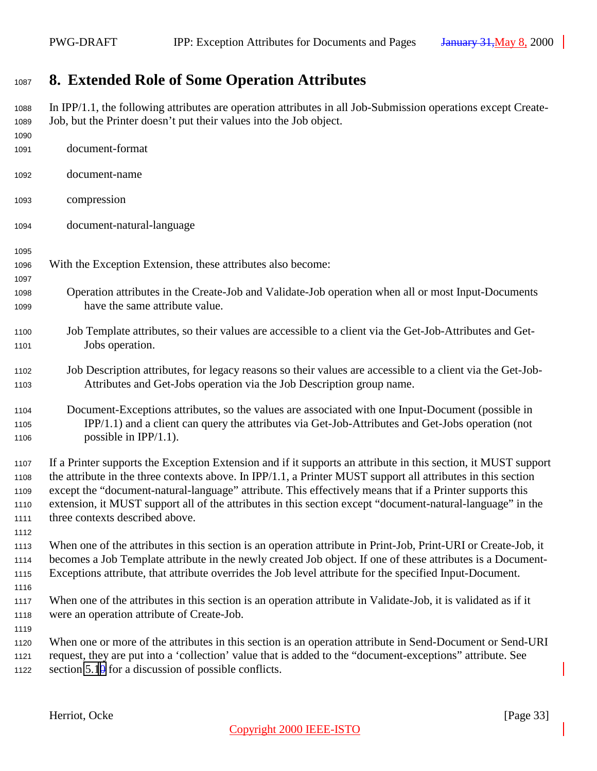# 8. Extended Role of Some Operation Attributes

In IPP/1.1, the following attributes are operation attributes in all Job-Submission operations except Create-Job, but the Printer doesn't put their values into the Job object.

document-format

document-name

compression

document-natural-language

With the Exception Extension, these attributes also become:

- Operation attributes in the Create-Job and Validate-Job operation when all or most Input-Documents have the same attribute value.
- Job Template attributes, so their values are accessible to a client via the Get-Job-Attributes and Get-Jobs operation.
- Job Description attributes, for legacy reasons so their values are accessible to a client via the Get-Job-Attributes and Get-Jobs operation via the Job Description group name.
- Document-Exceptions attributes, so the values are associated with one Input-Document (possible in IPP/1.1) and a client can query the attributes via Get-Job-Attributes and Get-Jobs operation (not possible in IPP/1.1).

If a Printer supports the Exception Extension and if it supports an attribute in this section, it MUST support the attribute in the three contexts above. In IPP/1.1, a Printer MUST support all attributes in this section except the "document-natural-language" attribute. This effectively means that if a Printer supports this extension, it MUST support all of the attributes in this section except "document-natural-language" in the three contexts described above.

When one of the attributes in this section is an operation attribute in Print-Job, Print-URI or Create-Job, it becomes a Job Template attribute in the newly created Job object. If one of these attributes is a Document-Exceptions attribute, that attribute overrides the Job level attribute for the specified Input-Document.

When one of the attributes in this section is an operation attribute in Validate-Job, it is validated as if it were an operation attribute of Create-Job.

When one or more of the attributes in this section is an operation attribute in Send-Document or Send-URI request, they are put into a 'collection' value that is added to the "document-exceptions" attribute. See section 5.10 for a discussion of possible conflicts.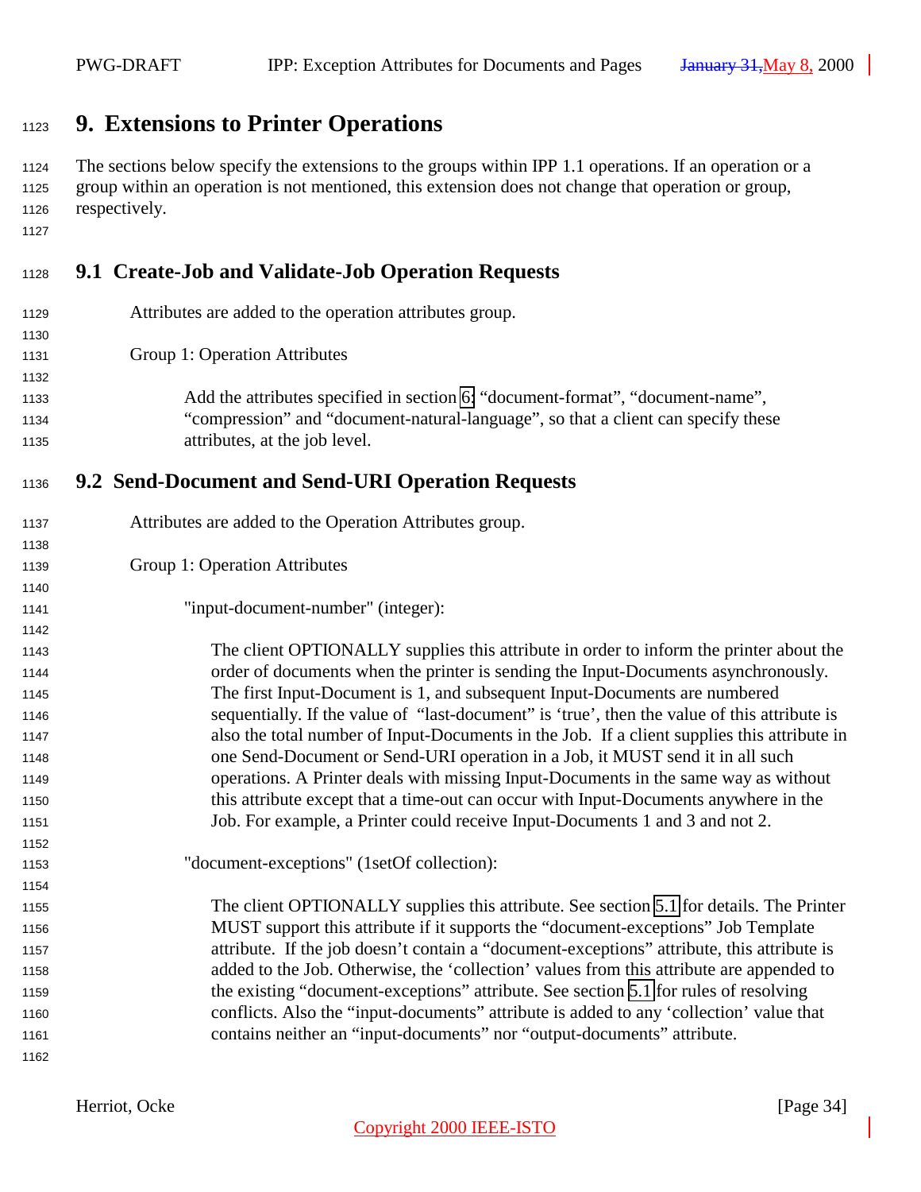# 9. Extensions to Printer Operations

The sections below specify the extensions to the groups within IPP 1.1 operations. If an operation or a group within an operation is not mentioned, this extension does not change that operation or group, respectively.

## 9.1 Create-Job and Validate-Job Operation Requests

Attributes are added to the operation attributes group.

Group 1: Operation Attributes

Add the attributes specified in section 6: "document-format", "document-name", "compression" and "document-natural-language", so that a client can specify these attributes, at the job level.

## 9.2 Send-Document and Send-URI Operation Requests

Attributes are added to the Operation Attributes group.

Group 1: Operation Attributes

"input-document-number" (integer):

The client OPTIONALLY supplies this attribute in order to inform the printer about the order of documents when the printer is sending the Input-Documents asynchronously. The first Input-Document is 1, and subsequent Input-Documents are numbered sequentially. If the value of "last-document" is 'true', then the value of this attribute is also the total number of Input-Documents in the Job. If a client supplies this attribute in one Send-Document or Send-URI operation in a Job, it MUST send it in all such operations. A Printer deals with missing Input-Documents in the same way as without this attribute except that a time-out can occur with Input-Documents anywhere in the Job. For example, a Printer could receive Input-Documents 1 and 3 and not 2.

"document-exceptions" (1setOf collection):

The client OPTIONALLY supplies this attribute. See section 5.1 for details. The Printer MUST support this attribute if it supports the "document-exceptions" Job Template attribute. If the job doesn't contain a "document-exceptions" attribute, this attribute is added to the Job. Otherwise, the 'collection' values from this attribute are appended to the existing "document-exceptions" attribute. See section 5.1 for rules of resolving conflicts. Also the "input-documents" attribute is added to any 'collection' value that contains neither an "input-documents" nor "output-documents" attribute.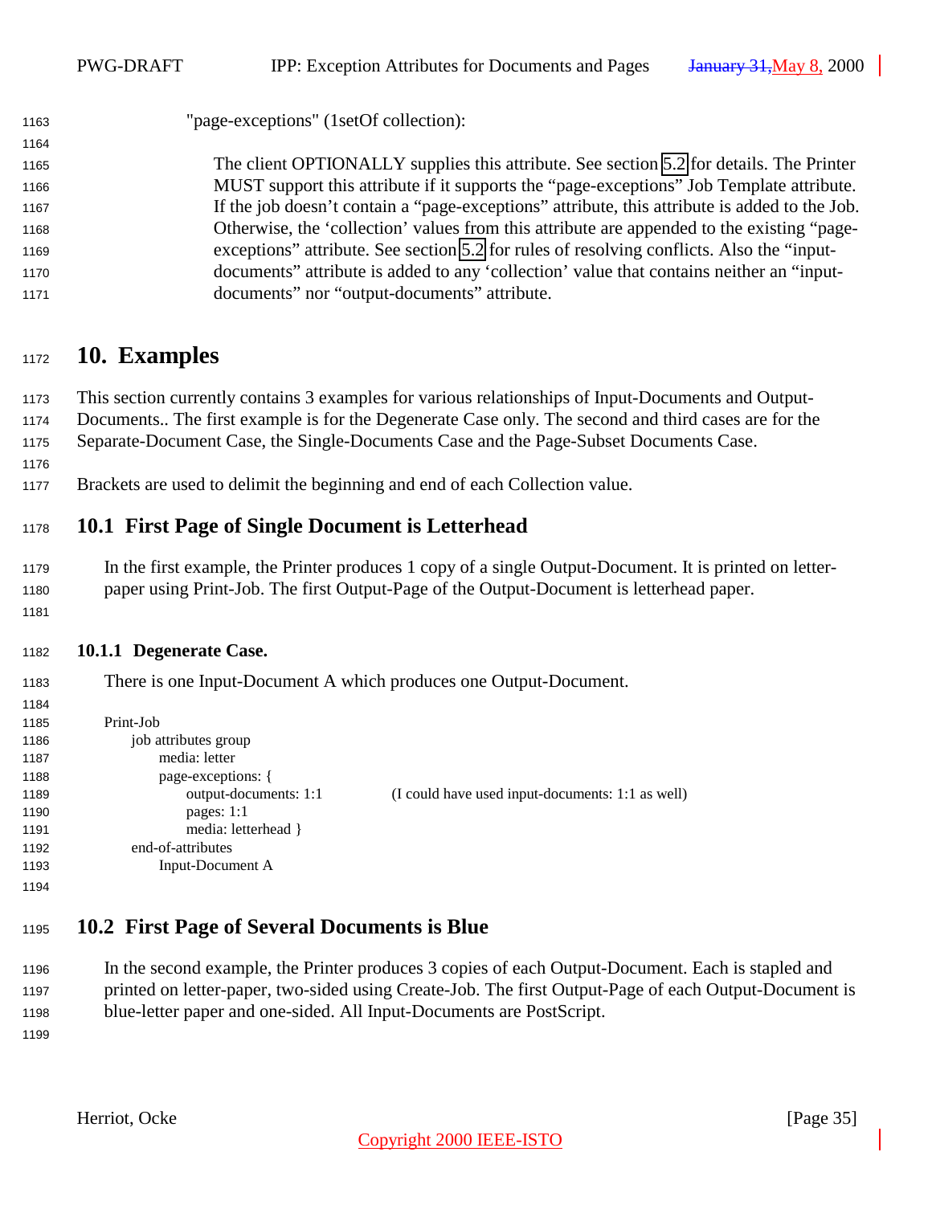"page-exceptions" (1setOf collection):

The client OPTIONALLY supplies this attribute. See section 5.2 for details. The Printer MUST support this attribute if it supports the "page-exceptions" Job Template attribute. If the job doesn't contain a "page-exceptions" attribute, this attribute is added to the Job. Otherwise, the 'collection' values from this attribute are appended to the existing "page-exceptions" attribute. See section 5.2 for rules of resolving conflicts. Also the "input-documents" attribute is added to any 'collection' value that contains neither an "input-documents" nor "output-documents" attribute.

# 10. Examples

This section currently contains 3 examples for various relationships of Input-Documents and Output-Documents.. The first example is for the Degenerate Case only. The second and third cases are for the Separate-Document Case, the Single-Documents Case and the Page-Subset Documents Case.

Brackets are used to delimit the beginning and end of each Collection value.

## 10.1 First Page of Single Document is Letterhead

In the first example, the Printer produces 1 copy of a single Output-Document. It is printed on letter-paper using Print-Job. The first Output-Page of the Output-Document is letterhead paper.

### 10.1.1 Degenerate Case.

There is one Input-Document A which produces one Output-Document.

```
Print-Job
    job attributes group
        media: letter
        page-exceptions: {
            output-documents: 1:1          (I could have used input-documents: 1:1 as well)
            pages: 1:1
            media: letterhead }
    end-of-attributes
        Input-Document A
```

## 10.2 First Page of Several Documents is Blue

In the second example, the Printer produces 3 copies of each Output-Document. Each is stapled and printed on letter-paper, two-sided using Create-Job. The first Output-Page of each Output-Document is blue-letter paper and one-sided. All Input-Documents are PostScript.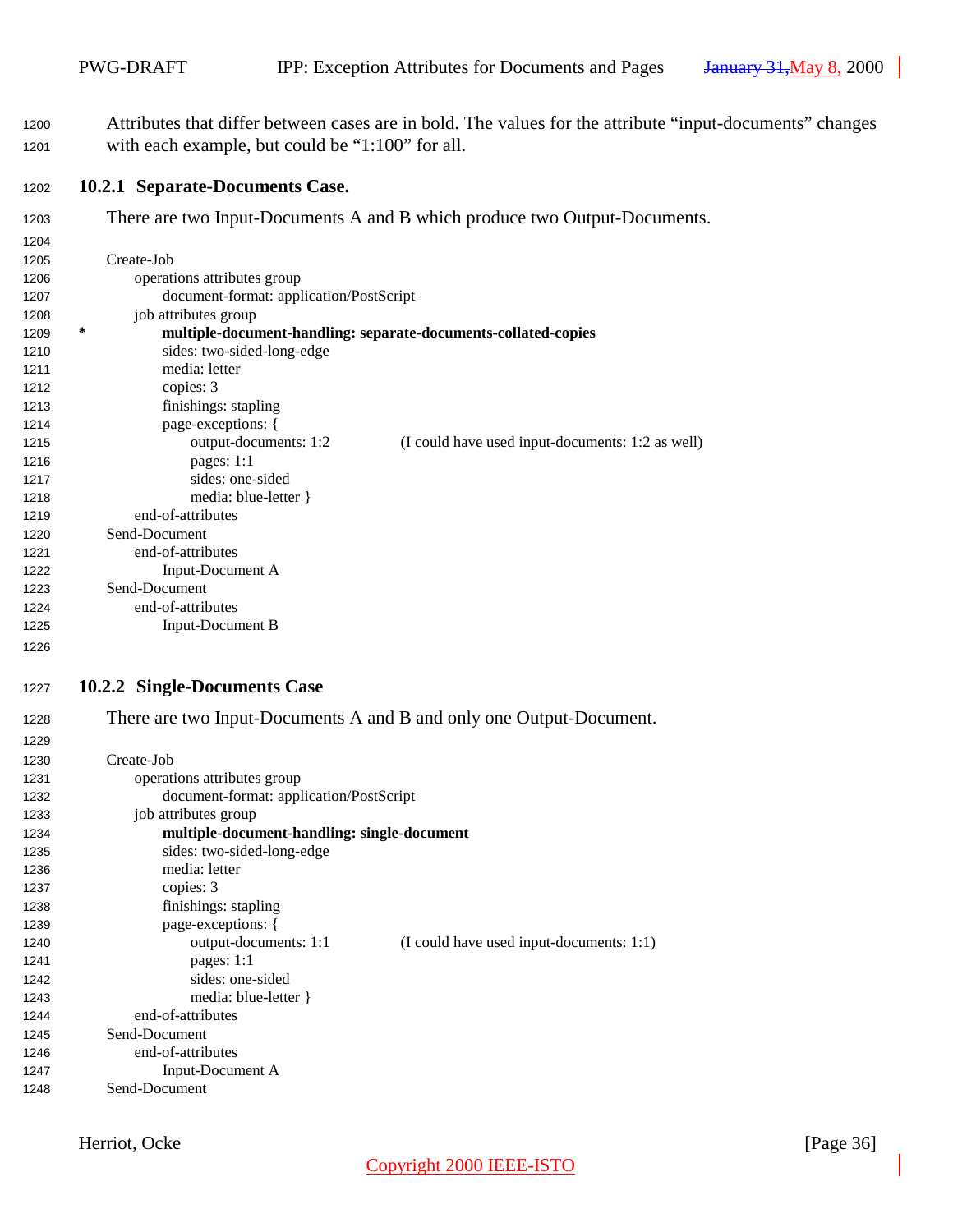Attributes that differ between cases are in bold. The values for the attribute “input-documents” changes with each example, but could be “1:100” for all.

### 10.2.1 Separate-Documents Case.

There are two Input-Documents A and B which produce two Output-Documents.

```
Create-Job
     operations attributes group
          document-format: application/PostScript
     job attributes group
*         multiple-document-handling: separate-documents-collated-copies
          sides: two-sided-long-edge
          media: letter
          copies: 3
          finishings: stapling
          page-exceptions: {
               output-documents: 1:2          (I could have used input-documents: 1:2 as well)
               pages: 1:1
               sides: one-sided
               media: blue-letter }
     end-of-attributes
Send-Document
     end-of-attributes
          Input-Document A
Send-Document
     end-of-attributes
          Input-Document B
```

### 10.2.2 Single-Documents Case

There are two Input-Documents A and B and only one Output-Document.

```
Create-Job
     operations attributes group
          document-format: application/PostScript
     job attributes group
          multiple-document-handling: single-document
          sides: two-sided-long-edge
          media: letter
          copies: 3
          finishings: stapling
          page-exceptions: {
               output-documents: 1:1          (I could have used input-documents: 1:1)
               pages: 1:1
               sides: one-sided
               media: blue-letter }
     end-of-attributes
Send-Document
     end-of-attributes
          Input-Document A
Send-Document
```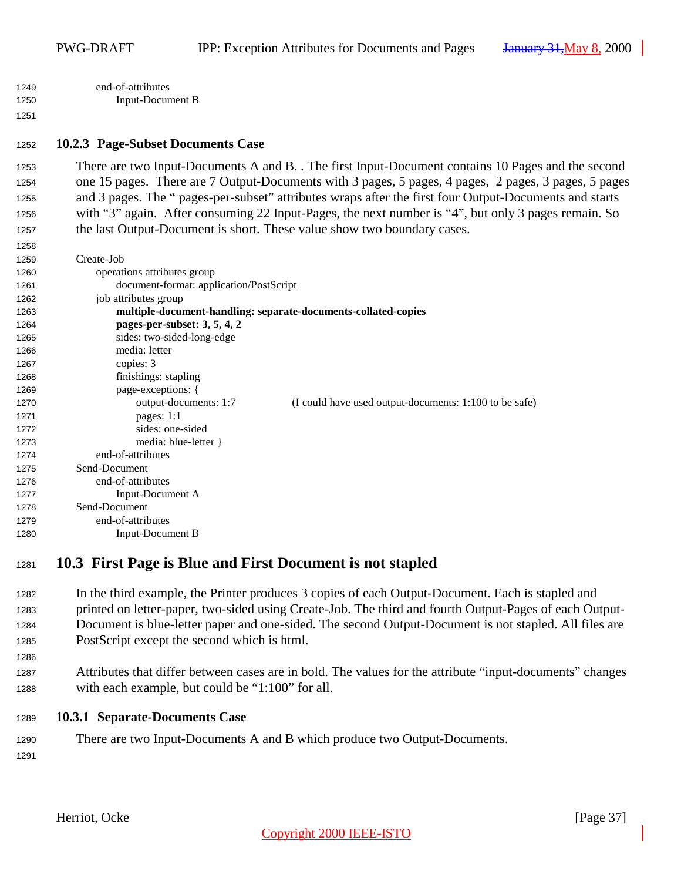```
        end-of-attributes
            Input-Document B
```

### 10.2.3 Page-Subset Documents Case

There are two Input-Documents A and B. . The first Input-Document contains 10 Pages and the second one 15 pages. There are 7 Output-Documents with 3 pages, 5 pages, 4 pages, 2 pages, 3 pages, 5 pages and 3 pages. The " pages-per-subset" attributes wraps after the first four Output-Documents and starts with "3" again. After consuming 22 Input-Pages, the next number is "4", but only 3 pages remain. So the last Output-Document is short. These value show two boundary cases.

```
    Create-Job
        operations attributes group
            document-format: application/PostScript
        job attributes group
            multiple-document-handling: separate-documents-collated-copies
            pages-per-subset: 3, 5, 4, 2
            sides: two-sided-long-edge
            media: letter
            copies: 3
            finishings: stapling
            page-exceptions: {
                output-documents: 1:7          (I could have used output-documents: 1:100 to be safe)
                pages: 1:1
                sides: one-sided
                media: blue-letter }
        end-of-attributes
    Send-Document
        end-of-attributes
            Input-Document A
    Send-Document
        end-of-attributes
            Input-Document B
```

## 10.3 First Page is Blue and First Document is not stapled

In the third example, the Printer produces 3 copies of each Output-Document. Each is stapled and printed on letter-paper, two-sided using Create-Job. The third and fourth Output-Pages of each Output-Document is blue-letter paper and one-sided. The second Output-Document is not stapled. All files are PostScript except the second which is html.

Attributes that differ between cases are in bold. The values for the attribute "input-documents" changes with each example, but could be "1:100" for all.

### 10.3.1 Separate-Documents Case

There are two Input-Documents A and B which produce two Output-Documents.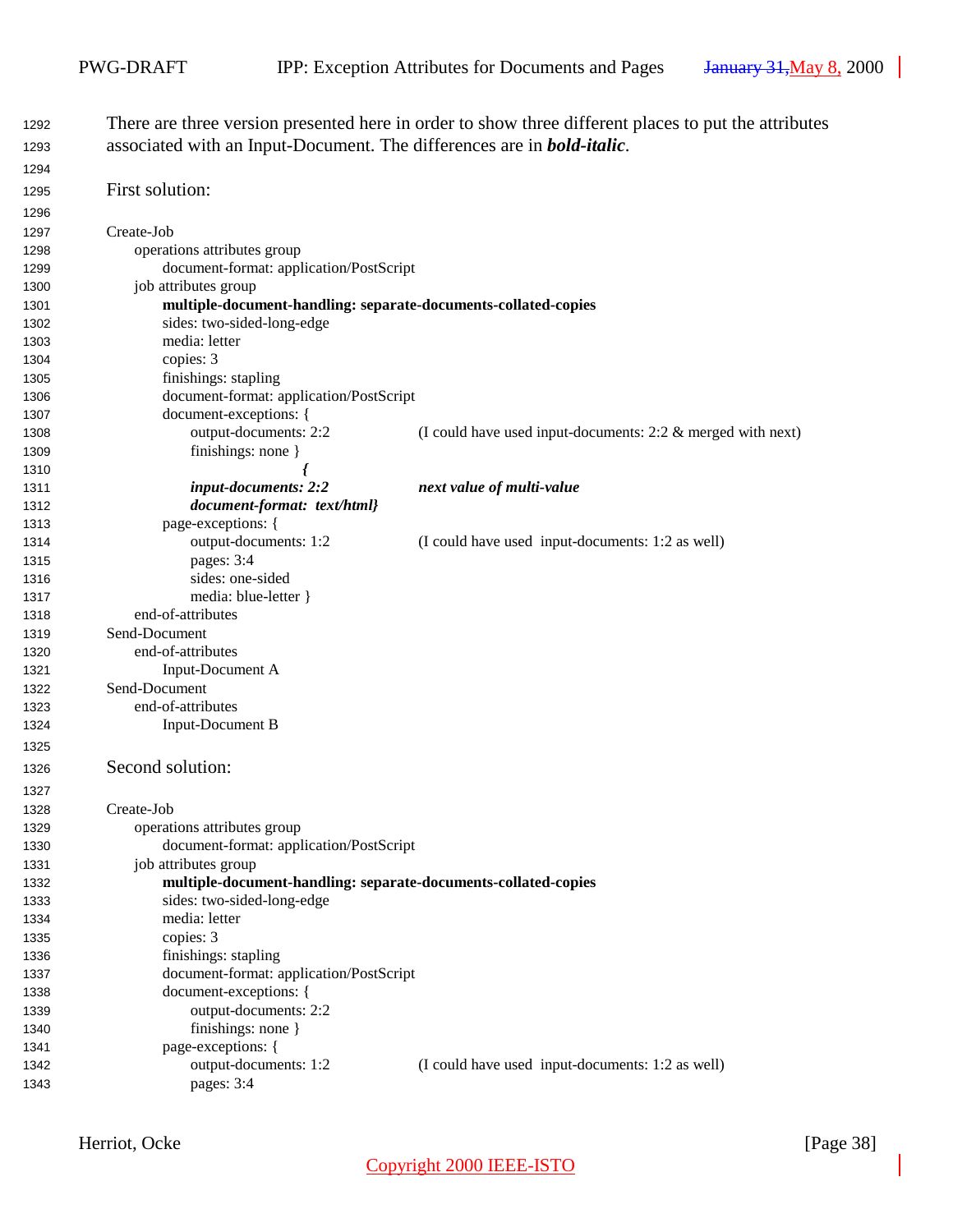There are three version presented here in order to show three different places to put the attributes associated with an Input-Document. The differences are in ***bold-italic***.

First solution:

```
Create-Job
    operations attributes group
        document-format: application/PostScript
    job attributes group
        multiple-document-handling: separate-documents-collated-copies
        sides: two-sided-long-edge
        media: letter
        copies: 3
        finishings: stapling
        document-format: application/PostScript
        document-exceptions: {
            output-documents: 2:2          (I could have used input-documents: 2:2 & merged with next)
            finishings: none }
                                {
            input-documents: 2:2           next value of multi-value
            document-format:  text/html}
        page-exceptions: {
            output-documents: 1:2          (I could have used  input-documents: 1:2 as well)
            pages: 3:4
            sides: one-sided
            media: blue-letter }
    end-of-attributes
Send-Document
    end-of-attributes
        Input-Document A
Send-Document
    end-of-attributes
        Input-Document B
```

Second solution:

```
Create-Job
    operations attributes group
        document-format: application/PostScript
    job attributes group
        multiple-document-handling: separate-documents-collated-copies
        sides: two-sided-long-edge
        media: letter
        copies: 3
        finishings: stapling
        document-format: application/PostScript
        document-exceptions: {
            output-documents: 2:2
            finishings: none }
        page-exceptions: {
            output-documents: 1:2          (I could have used  input-documents: 1:2 as well)
            pages: 3:4
```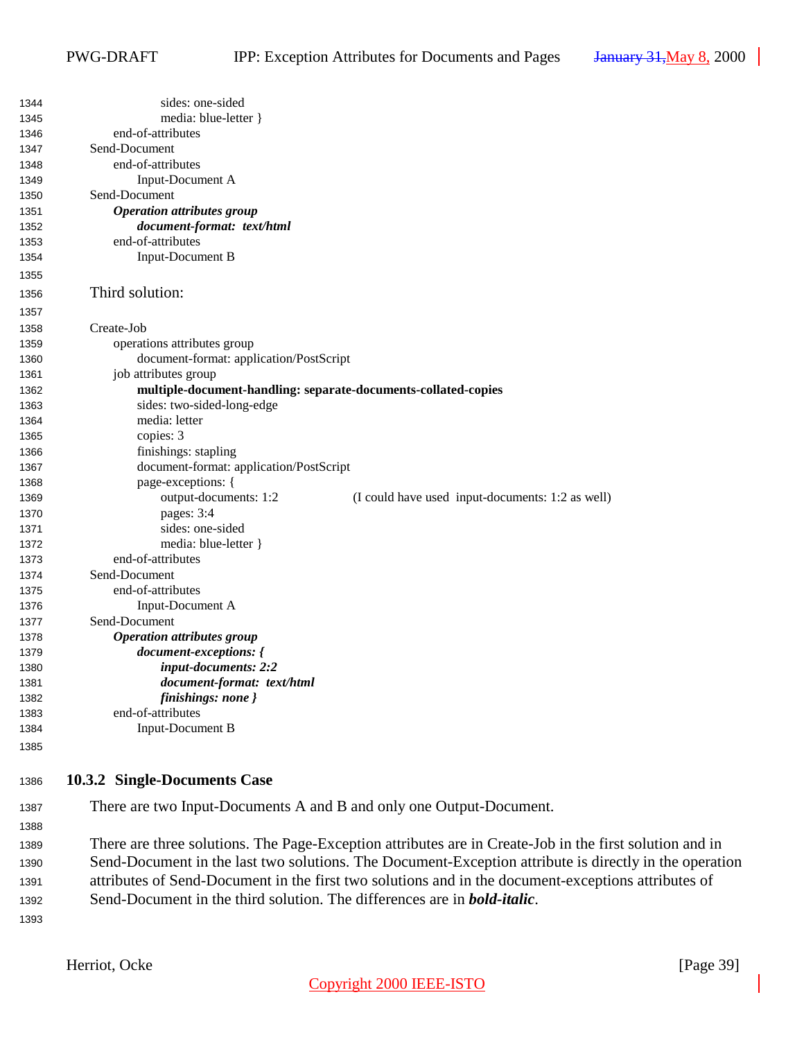```
            sides: one-sided
            media: blue-letter }
        end-of-attributes
    Send-Document
        end-of-attributes
            Input-Document A
    Send-Document
        Operation attributes group
            document-format:  text/html
        end-of-attributes
            Input-Document B
```

Third solution:

```
    Create-Job
        operations attributes group
            document-format: application/PostScript
        job attributes group
            multiple-document-handling: separate-documents-collated-copies
            sides: two-sided-long-edge
            media: letter
            copies: 3
            finishings: stapling
            document-format: application/PostScript
            page-exceptions: {
                output-documents: 1:2            (I could have used  input-documents: 1:2 as well)
                pages: 3:4
                sides: one-sided
                media: blue-letter }
        end-of-attributes
    Send-Document
        end-of-attributes
            Input-Document A
    Send-Document
        Operation attributes group
            document-exceptions: {
                input-documents: 2:2
                document-format:  text/html
                finishings: none }
        end-of-attributes
            Input-Document B
```

### 10.3.2 Single-Documents Case

There are two Input-Documents A and B and only one Output-Document.

There are three solutions. The Page-Exception attributes are in Create-Job in the first solution and in Send-Document in the last two solutions. The Document-Exception attribute is directly in the operation attributes of Send-Document in the first two solutions and in the document-exceptions attributes of Send-Document in the third solution. The differences are in ***bold-italic***.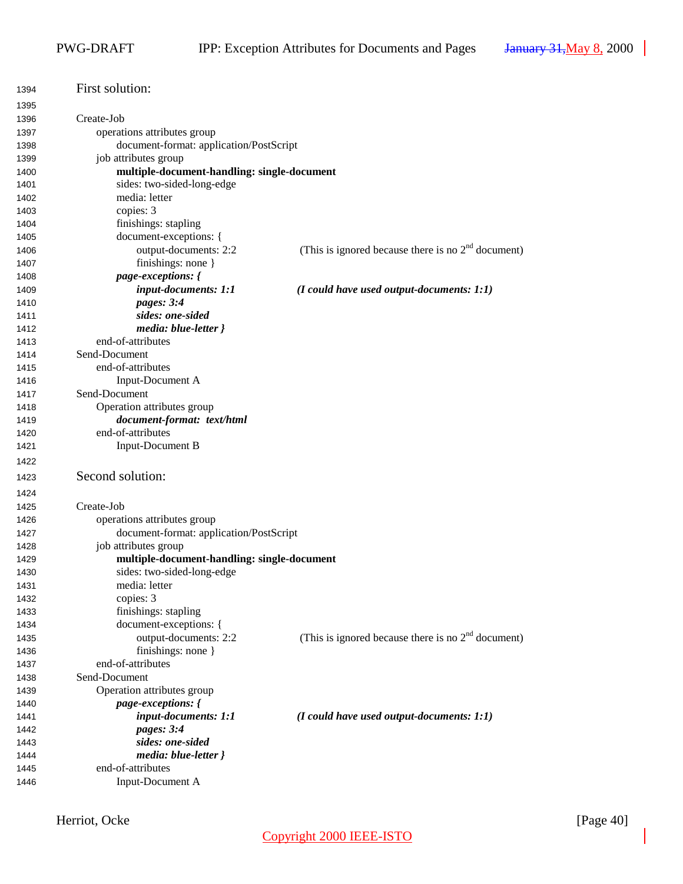First solution:

```
Create-Job
    operations attributes group
        document-format: application/PostScript
    job attributes group
        multiple-document-handling: single-document
        sides: two-sided-long-edge
        media: letter
        copies: 3
        finishings: stapling
        document-exceptions: {
            output-documents: 2:2          (This is ignored because there is no 2nd document)
            finishings: none }
        page-exceptions: {
            input-documents: 1:1           (I could have used output-documents: 1:1)
            pages: 3:4
            sides: one-sided
            media: blue-letter }
    end-of-attributes
Send-Document
    end-of-attributes
        Input-Document A
Send-Document
    Operation attributes group
        document-format:  text/html
    end-of-attributes
        Input-Document B
```

Second solution:

```
Create-Job
    operations attributes group
        document-format: application/PostScript
    job attributes group
        multiple-document-handling: single-document
        sides: two-sided-long-edge
        media: letter
        copies: 3
        finishings: stapling
        document-exceptions: {
            output-documents: 2:2          (This is ignored because there is no 2nd document)
            finishings: none }
    end-of-attributes
Send-Document
    Operation attributes group
        page-exceptions: {
            input-documents: 1:1           (I could have used output-documents: 1:1)
            pages: 3:4
            sides: one-sided
            media: blue-letter }
    end-of-attributes
        Input-Document A
```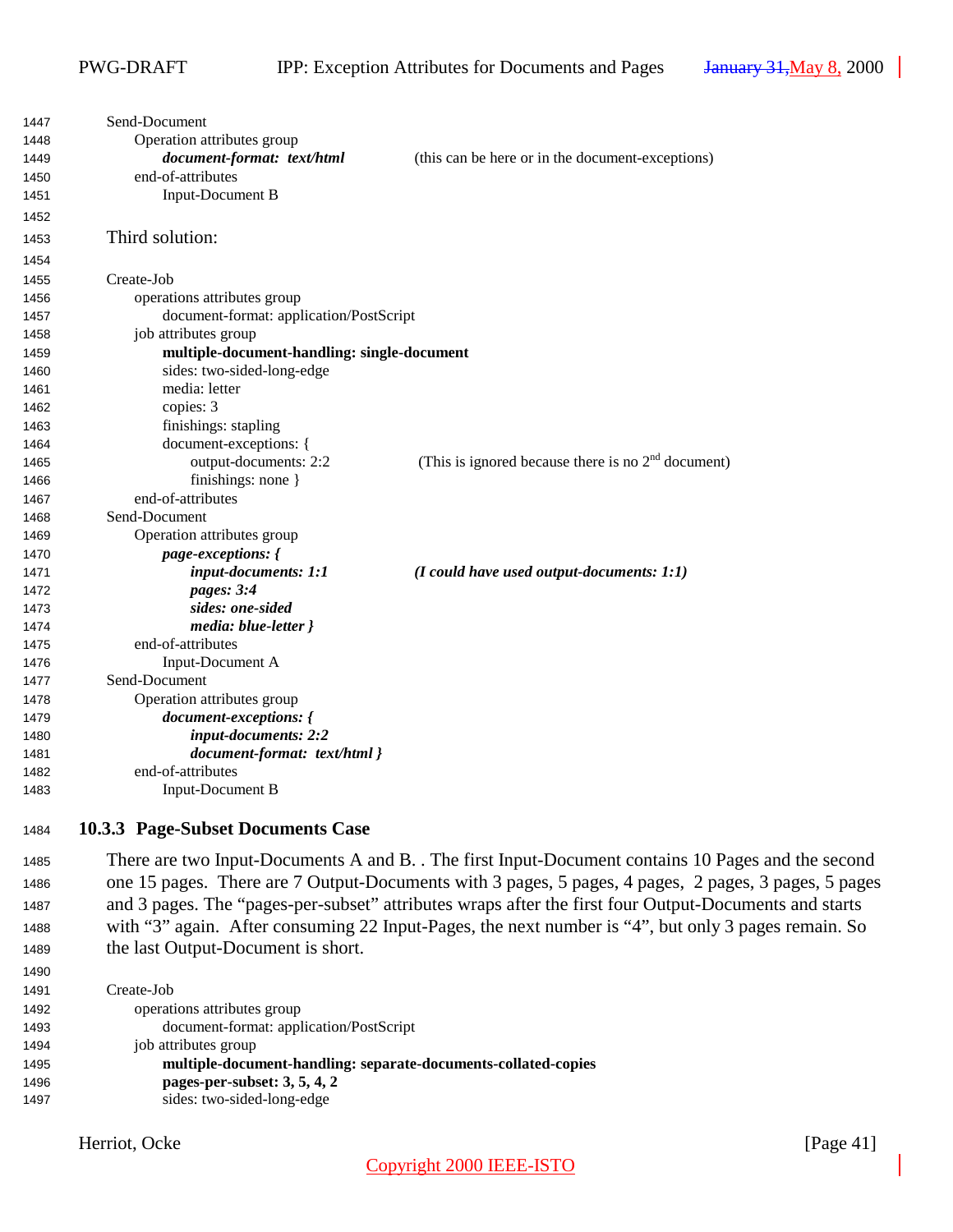```
Send-Document
     Operation attributes group
          document-format:  text/html              (this can be here or in the document-exceptions)
     end-of-attributes
          Input-Document B
```

Third solution:

```
Create-Job
     operations attributes group
          document-format: application/PostScript
     job attributes group
          multiple-document-handling: single-document
          sides: two-sided-long-edge
          media: letter
          copies: 3
          finishings: stapling
          document-exceptions: {
               output-documents: 2:2          (This is ignored because there is no 2nd document)
               finishings: none }
     end-of-attributes
Send-Document
     Operation attributes group
          page-exceptions: {
               input-documents: 1:1           (I could have used output-documents: 1:1)
               pages: 3:4
               sides: one-sided
               media: blue-letter }
     end-of-attributes
          Input-Document A
Send-Document
     Operation attributes group
          document-exceptions: {
               input-documents: 2:2
               document-format:  text/html }
     end-of-attributes
          Input-Document B
```

### 10.3.3 Page-Subset Documents Case

There are two Input-Documents A and B. . The first Input-Document contains 10 Pages and the second one 15 pages. There are 7 Output-Documents with 3 pages, 5 pages, 4 pages, 2 pages, 3 pages, 5 pages and 3 pages. The "pages-per-subset" attributes wraps after the first four Output-Documents and starts with "3" again. After consuming 22 Input-Pages, the next number is "4", but only 3 pages remain. So the last Output-Document is short.

```
Create-Job
     operations attributes group
          document-format: application/PostScript
     job attributes group
          multiple-document-handling: separate-documents-collated-copies
          pages-per-subset: 3, 5, 4, 2
          sides: two-sided-long-edge
```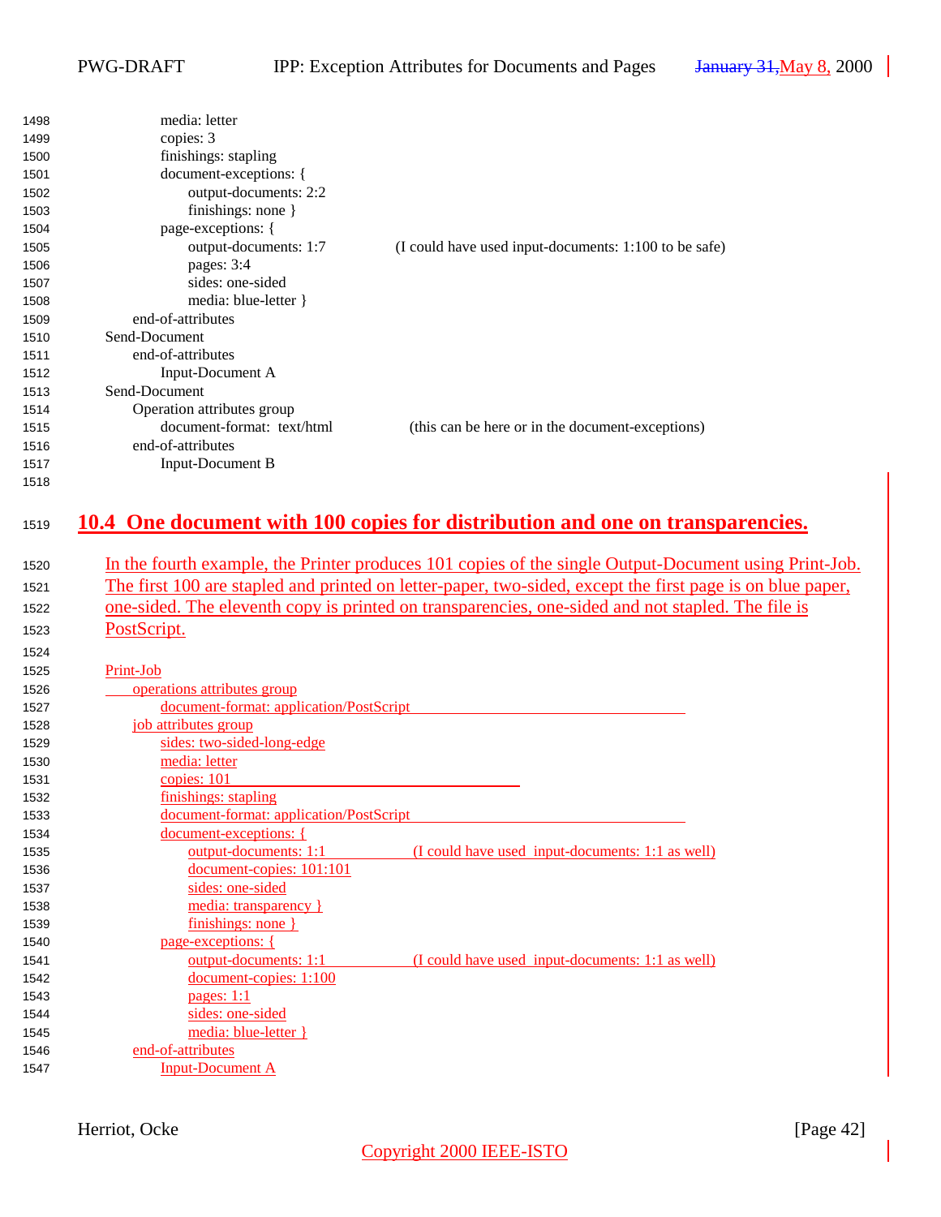```
        media: letter
        copies: 3
        finishings: stapling
        document-exceptions: {
            output-documents: 2:2
            finishings: none }
        page-exceptions: {
            output-documents: 1:7          (I could have used input-documents: 1:100 to be safe)
            pages: 3:4
            sides: one-sided
            media: blue-letter }
    end-of-attributes
Send-Document
    end-of-attributes
        Input-Document A
Send-Document
    Operation attributes group
        document-format:  text/html          (this can be here or in the document-exceptions)
    end-of-attributes
        Input-Document B
```

## 10.4 One document with 100 copies for distribution and one on transparencies.

In the fourth example, the Printer produces 101 copies of the single Output-Document using Print-Job. The first 100 are stapled and printed on letter-paper, two-sided, except the first page is on blue paper, one-sided. The eleventh copy is printed on transparencies, one-sided and not stapled. The file is PostScript.

```
Print-Job
    operations attributes group
        document-format: application/PostScript
    job attributes group
        sides: two-sided-long-edge
        media: letter
        copies: 101
        finishings: stapling
        document-format: application/PostScript
        document-exceptions: {
            output-documents: 1:1          (I could have used  input-documents: 1:1 as well)
            document-copies: 101:101
            sides: one-sided
            media: transparency }
            finishings: none }
        page-exceptions: {
            output-documents: 1:1          (I could have used  input-documents: 1:1 as well)
            document-copies: 1:100
            pages: 1:1
            sides: one-sided
            media: blue-letter }
    end-of-attributes
        Input-Document A
```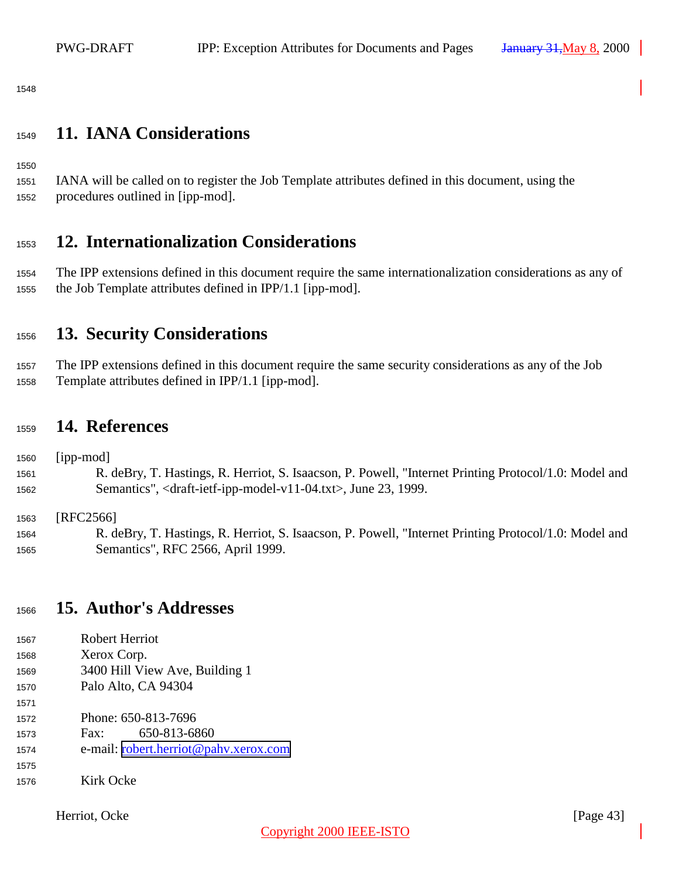## 11. IANA Considerations

IANA will be called on to register the Job Template attributes defined in this document, using the procedures outlined in [ipp-mod].

## 12. Internationalization Considerations

The IPP extensions defined in this document require the same internationalization considerations as any of the Job Template attributes defined in IPP/1.1 [ipp-mod].

## 13. Security Considerations

The IPP extensions defined in this document require the same security considerations as any of the Job Template attributes defined in IPP/1.1 [ipp-mod].

## 14. References

[ipp-mod]
R. deBry, T. Hastings, R. Herriot, S. Isaacson, P. Powell, "Internet Printing Protocol/1.0: Model and Semantics", <draft-ietf-ipp-model-v11-04.txt>, June 23, 1999.

[RFC2566]
R. deBry, T. Hastings, R. Herriot, S. Isaacson, P. Powell, "Internet Printing Protocol/1.0: Model and Semantics", RFC 2566, April 1999.

## 15. Author's Addresses

Robert Herriot
Xerox Corp.
3400 Hill View Ave, Building 1
Palo Alto, CA 94304

Phone: 650-813-7696
Fax: 650-813-6860
e-mail: robert.herriot@pahv.xerox.com

Kirk Ocke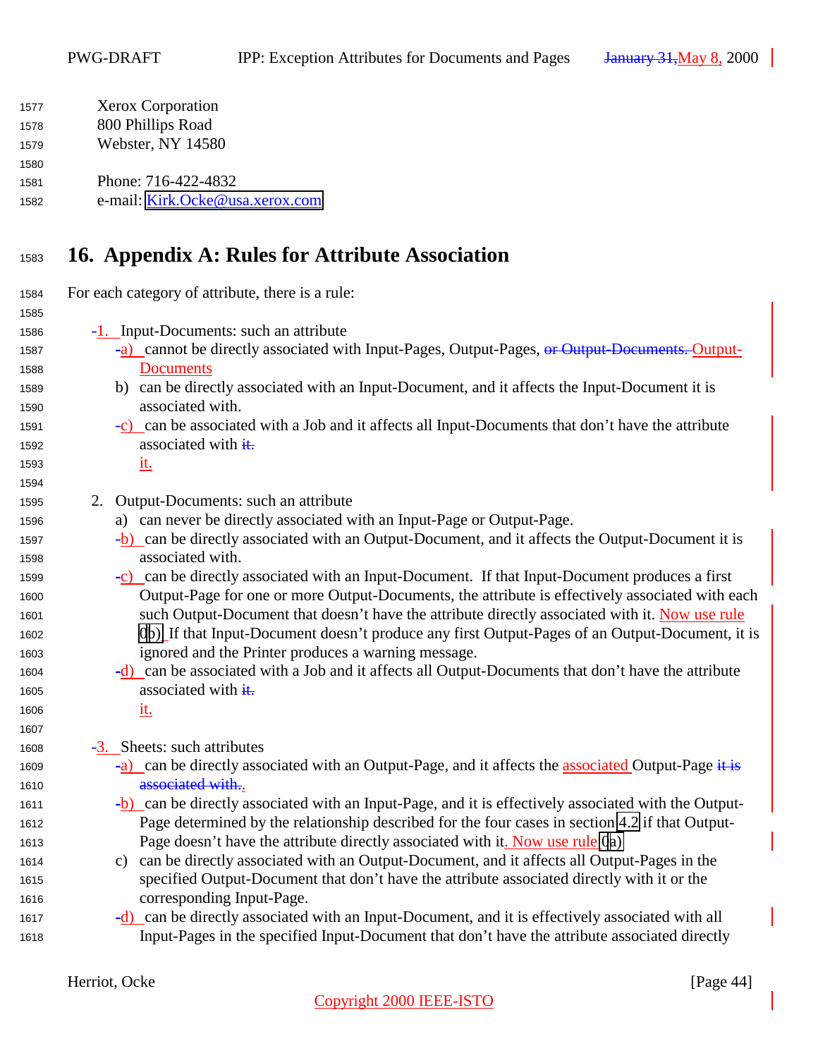Xerox Corporation
800 Phillips Road
Webster, NY 14580

Phone: 716-422-4832
e-mail: Kirk.Ocke@usa.xerox.com

# 16. Appendix A: Rules for Attribute Association

For each category of attribute, there is a rule:

1. Input-Documents: such an attribute
   a) cannot be directly associated with Input-Pages, Output-Pages, ~~or Output-Documents.~~ Output-Documents
   b) can be directly associated with an Input-Document, and it affects the Input-Document it is associated with.
   c) can be associated with a Job and it affects all Input-Documents that don't have the attribute associated with it.

2. Output-Documents: such an attribute
   a) can never be directly associated with an Input-Page or Output-Page.
   b) can be directly associated with an Output-Document, and it affects the Output-Document it is associated with.
   c) can be directly associated with an Input-Document. If that Input-Document produces a first Output-Page for one or more Output-Documents, the attribute is effectively associated with each such Output-Document that doesn't have the attribute directly associated with it. Now use rule 0b) If that Input-Document doesn't produce any first Output-Pages of an Output-Document, it is ignored and the Printer produces a warning message.
   d) can be associated with a Job and it affects all Output-Documents that don't have the attribute associated with it.

3. Sheets: such attributes
   a) can be directly associated with an Output-Page, and it affects the associated Output-Page ~~it is associated with.~~.
   b) can be directly associated with an Input-Page, and it is effectively associated with the Output-Page determined by the relationship described for the four cases in section 4.2 if that Output-Page doesn't have the attribute directly associated with it. Now use rule 0a)
   c) can be directly associated with an Output-Document, and it affects all Output-Pages in the specified Output-Document that don't have the attribute associated directly with it or the corresponding Input-Page.
   d) can be directly associated with an Input-Document, and it is effectively associated with all Input-Pages in the specified Input-Document that don't have the attribute associated directly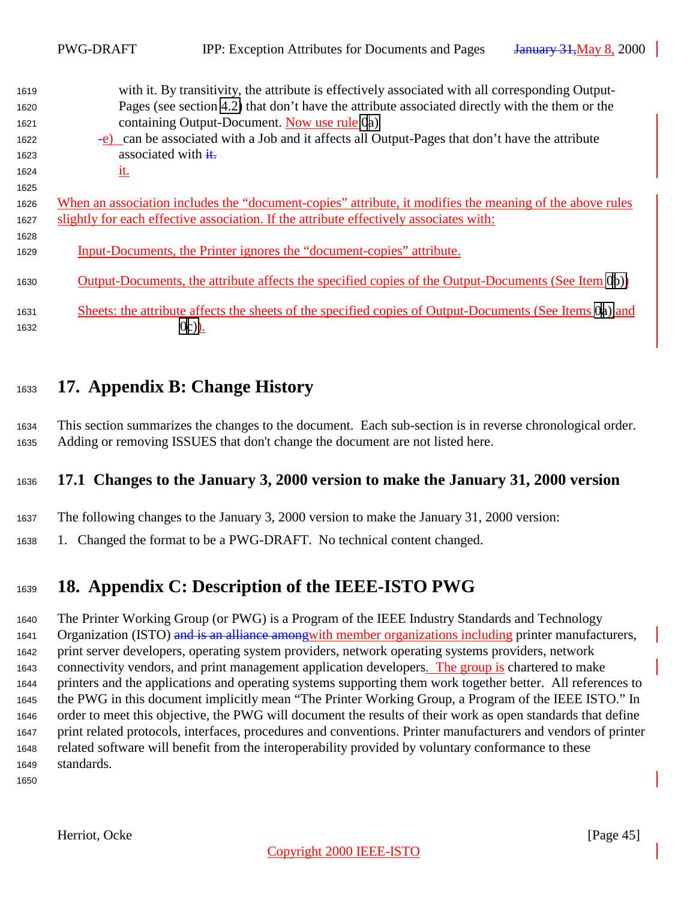with it. By transitivity, the attribute is effectively associated with all corresponding Output-Pages (see section 4.2) that don't have the attribute associated directly with the them or the containing Output-Document. Now use rule 0a)

e) can be associated with a Job and it affects all Output-Pages that don't have the attribute associated with it.

When an association includes the "document-copies" attribute, it modifies the meaning of the above rules slightly for each effective association. If the attribute effectively associates with:

- Input-Documents, the Printer ignores the "document-copies" attribute.
- Output-Documents, the attribute affects the specified copies of the Output-Documents (See Item 0b))
- Sheets: the attribute affects the sheets of the specified copies of Output-Documents (See Items 0a) and 0c)).

# 17. Appendix B: Change History

This section summarizes the changes to the document. Each sub-section is in reverse chronological order. Adding or removing ISSUES that don't change the document are not listed here.

## 17.1 Changes to the January 3, 2000 version to make the January 31, 2000 version

The following changes to the January 3, 2000 version to make the January 31, 2000 version:

1. Changed the format to be a PWG-DRAFT. No technical content changed.

# 18. Appendix C: Description of the IEEE-ISTO PWG

The Printer Working Group (or PWG) is a Program of the IEEE Industry Standards and Technology Organization (ISTO) with member organizations including printer manufacturers, print server developers, operating system providers, network operating systems providers, network connectivity vendors, and print management application developers. The group is chartered to make printers and the applications and operating systems supporting them work together better. All references to the PWG in this document implicitly mean "The Printer Working Group, a Program of the IEEE ISTO." In order to meet this objective, the PWG will document the results of their work as open standards that define print related protocols, interfaces, procedures and conventions. Printer manufacturers and vendors of printer related software will benefit from the interoperability provided by voluntary conformance to these standards.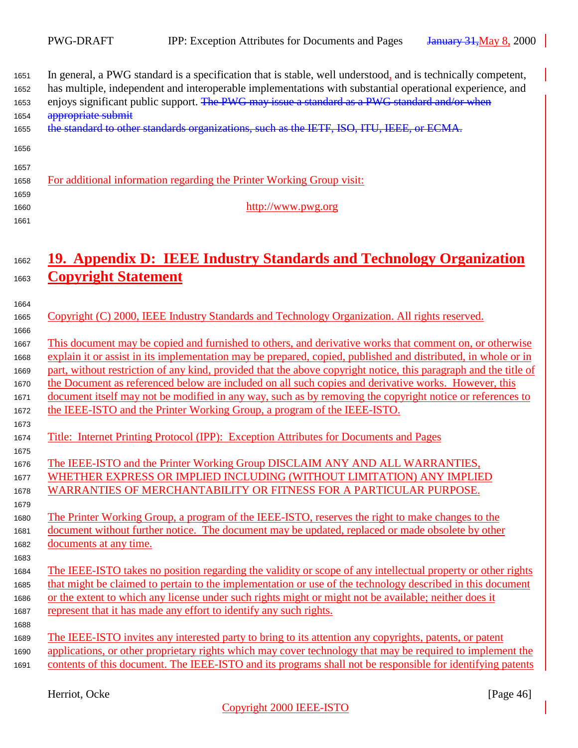In general, a PWG standard is a specification that is stable, well understood, and is technically competent, has multiple, independent and interoperable implementations with substantial operational experience, and enjoys significant public support. ~~The PWG may issue a standard as a PWG standard and/or when appropriate submit the standard to other standards organizations, such as the IETF, ISO, ITU, IEEE, or ECMA.~~

For additional information regarding the Printer Working Group visit:

http://www.pwg.org

# 19. Appendix D: IEEE Industry Standards and Technology Organization Copyright Statement

Copyright (C) 2000, IEEE Industry Standards and Technology Organization. All rights reserved.

This document may be copied and furnished to others, and derivative works that comment on, or otherwise explain it or assist in its implementation may be prepared, copied, published and distributed, in whole or in part, without restriction of any kind, provided that the above copyright notice, this paragraph and the title of the Document as referenced below are included on all such copies and derivative works. However, this document itself may not be modified in any way, such as by removing the copyright notice or references to the IEEE-ISTO and the Printer Working Group, a program of the IEEE-ISTO.

Title: Internet Printing Protocol (IPP): Exception Attributes for Documents and Pages

The IEEE-ISTO and the Printer Working Group DISCLAIM ANY AND ALL WARRANTIES, WHETHER EXPRESS OR IMPLIED INCLUDING (WITHOUT LIMITATION) ANY IMPLIED WARRANTIES OF MERCHANTABILITY OR FITNESS FOR A PARTICULAR PURPOSE.

The Printer Working Group, a program of the IEEE-ISTO, reserves the right to make changes to the document without further notice. The document may be updated, replaced or made obsolete by other documents at any time.

The IEEE-ISTO takes no position regarding the validity or scope of any intellectual property or other rights that might be claimed to pertain to the implementation or use of the technology described in this document or the extent to which any license under such rights might or might not be available; neither does it represent that it has made any effort to identify any such rights.

The IEEE-ISTO invites any interested party to bring to its attention any copyrights, patents, or patent applications, or other proprietary rights which may cover technology that may be required to implement the contents of this document. The IEEE-ISTO and its programs shall not be responsible for identifying patents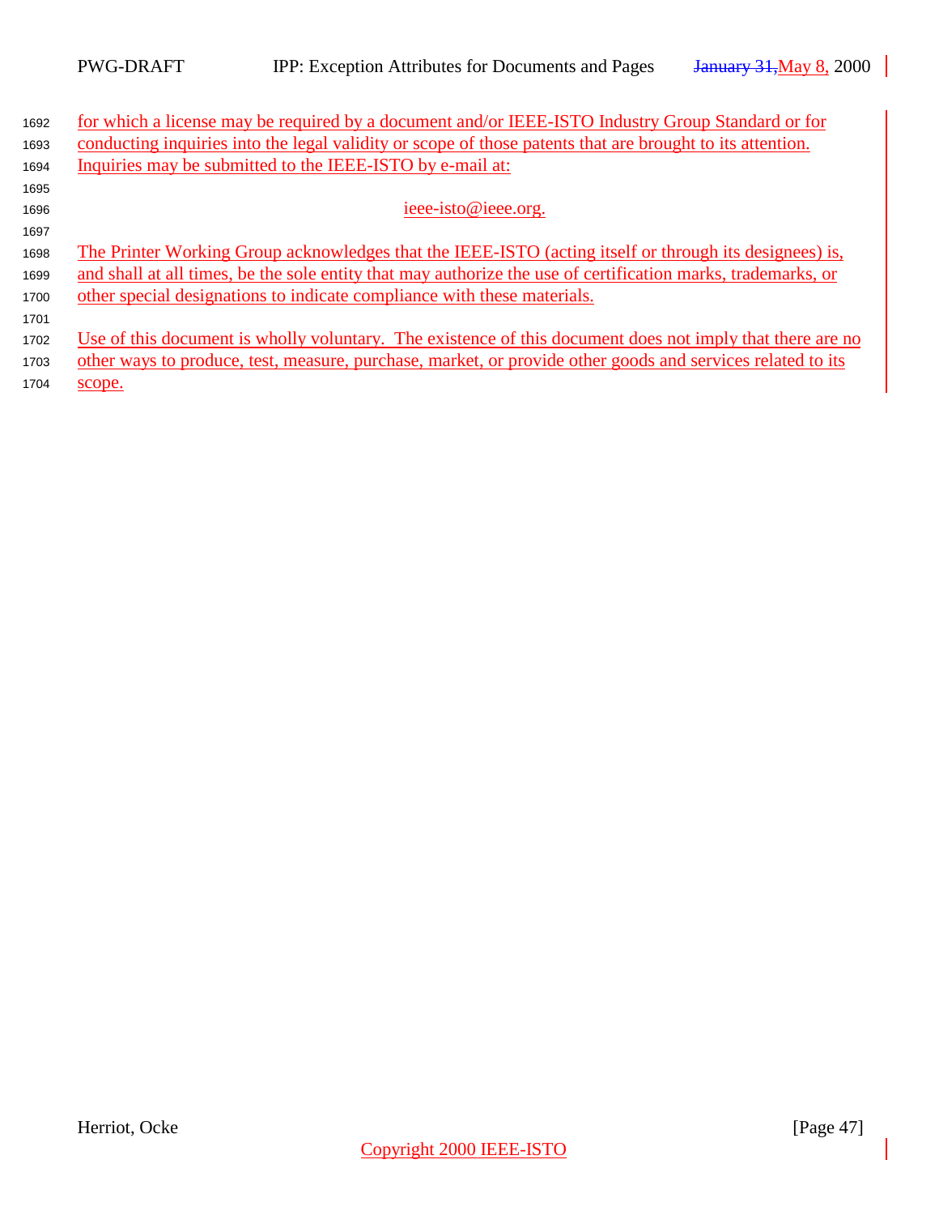for which a license may be required by a document and/or IEEE-ISTO Industry Group Standard or for conducting inquiries into the legal validity or scope of those patents that are brought to its attention. Inquiries may be submitted to the IEEE-ISTO by e-mail at:

ieee-isto@ieee.org.

The Printer Working Group acknowledges that the IEEE-ISTO (acting itself or through its designees) is, and shall at all times, be the sole entity that may authorize the use of certification marks, trademarks, or other special designations to indicate compliance with these materials.

Use of this document is wholly voluntary. The existence of this document does not imply that there are no other ways to produce, test, measure, purchase, market, or provide other goods and services related to its scope.